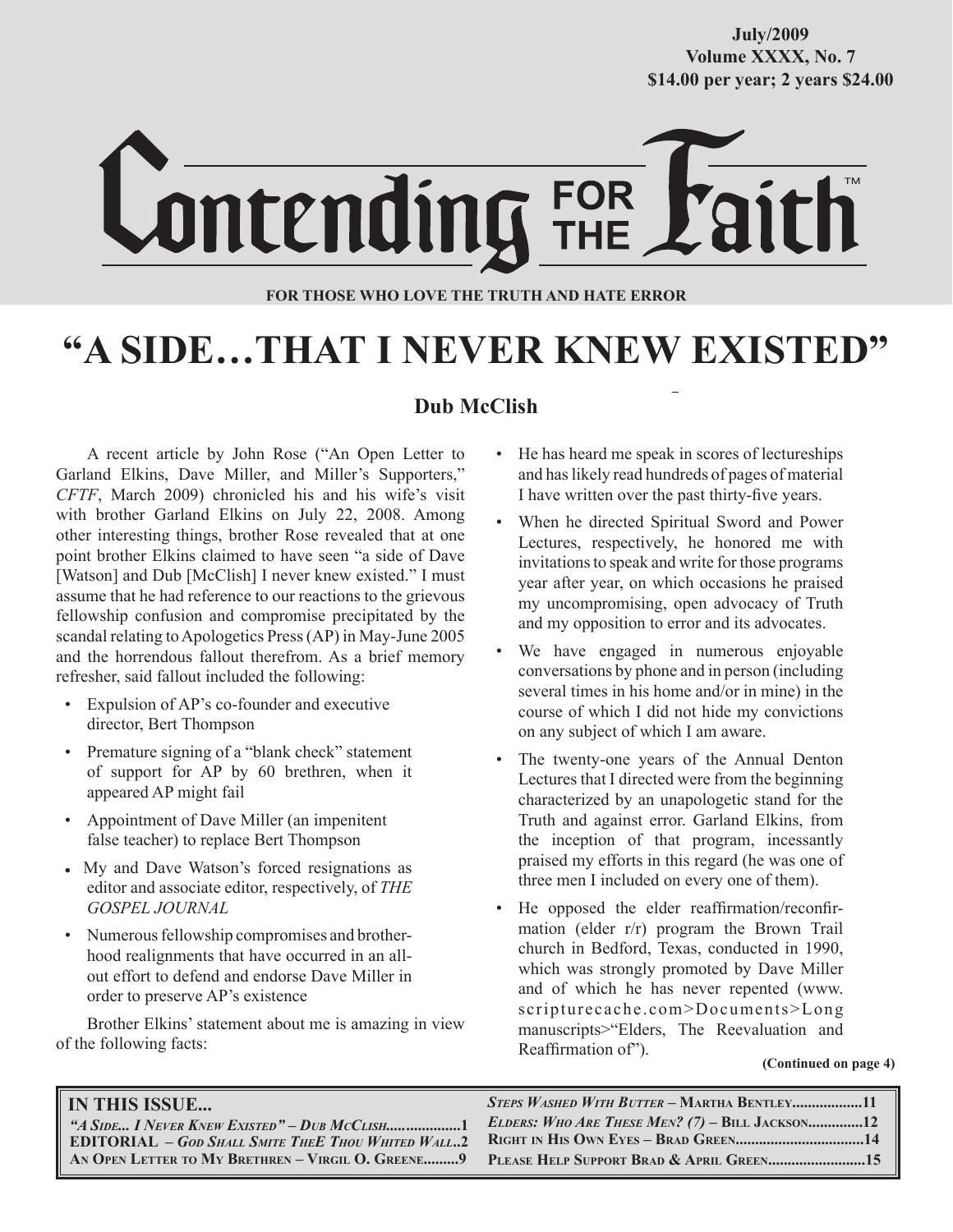July/2009
Volume XXXX, No. 7
$14.00 per year; 2 years $24.00

# Contending FOR THE Faith™

**FOR THOSE WHO LOVE THE TRUTH AND HATE ERROR**

# "A SIDE…THAT I NEVER KNEW EXISTED"

**Dub McClish**

A recent article by John Rose ("An Open Letter to Garland Elkins, Dave Miller, and Miller's Supporters," *CFTF*, March 2009) chronicled his and his wife's visit with brother Garland Elkins on July 22, 2008. Among other interesting things, brother Rose revealed that at one point brother Elkins claimed to have seen "a side of Dave [Watson] and Dub [McClish] I never knew existed." I must assume that he had reference to our reactions to the grievous fellowship confusion and compromise precipitated by the scandal relating to Apologetics Press (AP) in May-June 2005 and the horrendous fallout therefrom. As a brief memory refresher, said fallout included the following:

- Expulsion of AP's co-founder and executive director, Bert Thompson
- Premature signing of a "blank check" statement of support for AP by 60 brethren, when it appeared AP might fail
- Appointment of Dave Miller (an impenitent false teacher) to replace Bert Thompson
- My and Dave Watson's forced resignations as editor and associate editor, respectively, of *THE GOSPEL JOURNAL*
- Numerous fellowship compromises and brotherhood realignments that have occurred in an all-out effort to defend and endorse Dave Miller in order to preserve AP's existence

Brother Elkins' statement about me is amazing in view of the following facts:

- He has heard me speak in scores of lectureships and has likely read hundreds of pages of material I have written over the past thirty-five years.
- When he directed Spiritual Sword and Power Lectures, respectively, he honored me with invitations to speak and write for those programs year after year, on which occasions he praised my uncompromising, open advocacy of Truth and my opposition to error and its advocates.
- We have engaged in numerous enjoyable conversations by phone and in person (including several times in his home and/or in mine) in the course of which I did not hide my convictions on any subject of which I am aware.
- The twenty-one years of the Annual Denton Lectures that I directed were from the beginning characterized by an unapologetic stand for the Truth and against error. Garland Elkins, from the inception of that program, incessantly praised my efforts in this regard (he was one of three men I included on every one of them).
- He opposed the elder reaffirmation/reconfirmation (elder r/r) program the Brown Trail church in Bedford, Texas, conducted in 1990, which was strongly promoted by Dave Miller and of which he has never repented (www.scripturecache.com>Documents>Long manuscripts>"Elders, The Reevaluation and Reaffirmation of").

**(Continued on page 4)**

**IN THIS ISSUE...**

- *"A Side... I Never Knew Existed"* – Dub McClish....................1
- **EDITORIAL** – *God Shall Smite TheE Thou Whited Wall*..2
- An Open Letter to My Brethren – Virgil O. Greene.........9
- *Steps Washed With Butter* – Martha Bentley..................11
- *Elders: Who Are These Men? (7)* – Bill Jackson..............12
- Right in His Own Eyes – Brad Green................................14
- Please Help Support Brad & April Green.........................15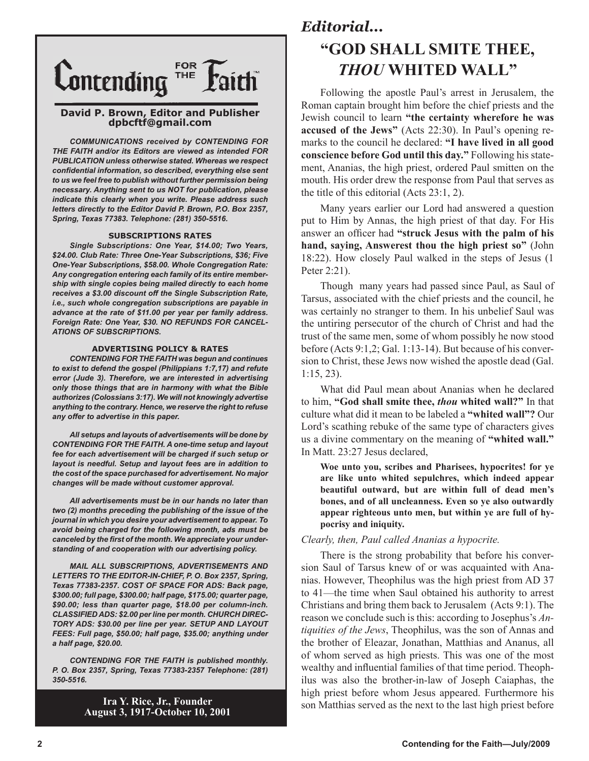# Contending FOR THE Faith

**David P. Brown, Editor and Publisher**
**dpbcftf@gmail.com**

***COMMUNICATIONS received by CONTENDING FOR THE FAITH and/or its Editors are viewed as intended FOR PUBLICATION unless otherwise stated. Whereas we respect confidential information, so described, everything else sent to us we feel free to publish without further permission being necessary. Anything sent to us NOT for publication, please indicate this clearly when you write. Please address such letters directly to the Editor David P. Brown, P.O. Box 2357, Spring, Texas 77383. Telephone: (281) 350-5516.***

**SUBSCRIPTIONS RATES**

***Single Subscriptions: One Year, $14.00; Two Years, $24.00. Club Rate: Three One-Year Subscriptions, $36; Five One-Year Subscriptions, $58.00. Whole Congregation Rate: Any congregation entering each family of its entire membership with single copies being mailed directly to each home receives a $3.00 discount off the Single Subscription Rate, i.e., such whole congregation subscriptions are payable in advance at the rate of $11.00 per year per family address. Foreign Rate: One Year, $30. NO REFUNDS FOR CANCELATIONS OF SUBSCRIPTIONS.***

**ADVERTISING POLICY & RATES**

***CONTENDING FOR THE FAITH was begun and continues to exist to defend the gospel (Philippians 1:7,17) and refute error (Jude 3). Therefore, we are interested in advertising only those things that are in harmony with what the Bible authorizes (Colossians 3:17). We will not knowingly advertise anything to the contrary. Hence, we reserve the right to refuse any offer to advertise in this paper.***

***All setups and layouts of advertisements will be done by CONTENDING FOR THE FAITH. A one-time setup and layout fee for each advertisement will be charged if such setup or layout is needful. Setup and layout fees are in addition to the cost of the space purchased for advertisement. No major changes will be made without customer approval.***

***All advertisements must be in our hands no later than two (2) months preceding the publishing of the issue of the journal in which you desire your advertisement to appear. To avoid being charged for the following month, ads must be canceled by the first of the month. We appreciate your understanding of and cooperation with our advertising policy.***

***MAIL ALL SUBSCRIPTIONS, ADVERTISEMENTS AND LETTERS TO THE EDITOR-IN-CHIEF, P. O. Box 2357, Spring, Texas 77383-2357. COST OF SPACE FOR ADS: Back page, $300.00; full page, $300.00; half page, $175.00; quarter page, $90.00; less than quarter page, $18.00 per column-inch. CLASSIFIED ADS: $2.00 per line per month. CHURCH DIRECTORY ADS: $30.00 per line per year. SETUP AND LAYOUT FEES: Full page, $50.00; half page, $35.00; anything under a half page, $20.00.***

***CONTENDING FOR THE FAITH is published monthly. P. O. Box 2357, Spring, Texas 77383-2357 Telephone: (281) 350-5516.***

**Ira Y. Rice, Jr., Founder**
**August 3, 1917-October 10, 2001**

## *Editorial...*

# "GOD SHALL SMITE THEE, *THOU* WHITED WALL"

Following the apostle Paul's arrest in Jerusalem, the Roman captain brought him before the chief priests and the Jewish council to learn **"the certainty wherefore he was accused of the Jews"** (Acts 22:30). In Paul's opening remarks to the council he declared: **"I have lived in all good conscience before God until this day."** Following his statement, Ananias, the high priest, ordered Paul smitten on the mouth. His order drew the response from Paul that serves as the title of this editorial (Acts 23:1, 2).

Many years earlier our Lord had answered a question put to Him by Annas, the high priest of that day. For His answer an officer had **"struck Jesus with the palm of his hand, saying, Answerest thou the high priest so"** (John 18:22). How closely Paul walked in the steps of Jesus (1 Peter 2:21).

Though many years had passed since Paul, as Saul of Tarsus, associated with the chief priests and the council, he was certainly no stranger to them. In his unbelief Saul was the untiring persecutor of the church of Christ and had the trust of the same men, some of whom possibly he now stood before (Acts 9:1,2; Gal. 1:13-14). But because of his conversion to Christ, these Jews now wished the apostle dead (Gal. 1:15, 23).

What did Paul mean about Ananias when he declared to him, **"God shall smite thee, *thou* whited wall?"** In that culture what did it mean to be labeled a **"whited wall"?** Our Lord's scathing rebuke of the same type of characters gives us a divine commentary on the meaning of **"whited wall."** In Matt. 23:27 Jesus declared,

> **Woe unto you, scribes and Pharisees, hypocrites! for ye are like unto whited sepulchres, which indeed appear beautiful outward, but are within full of dead men's bones, and of all uncleanness. Even so ye also outwardly appear righteous unto men, but within ye are full of hypocrisy and iniquity.**

*Clearly, then, Paul called Ananias a hypocrite.*

There is the strong probability that before his conversion Saul of Tarsus knew of or was acquainted with Ananias. However, Theophilus was the high priest from AD 37 to 41—the time when Saul obtained his authority to arrest Christians and bring them back to Jerusalem (Acts 9:1). The reason we conclude such is this: according to Josephus's *Antiquities of the Jews*, Theophilus, was the son of Annas and the brother of Eleazar, Jonathan, Matthias and Ananus, all of whom served as high priests. This was one of the most wealthy and influential families of that time period. Theophilus was also the brother-in-law of Joseph Caiaphas, the high priest before whom Jesus appeared. Furthermore his son Matthias served as the next to the last high priest before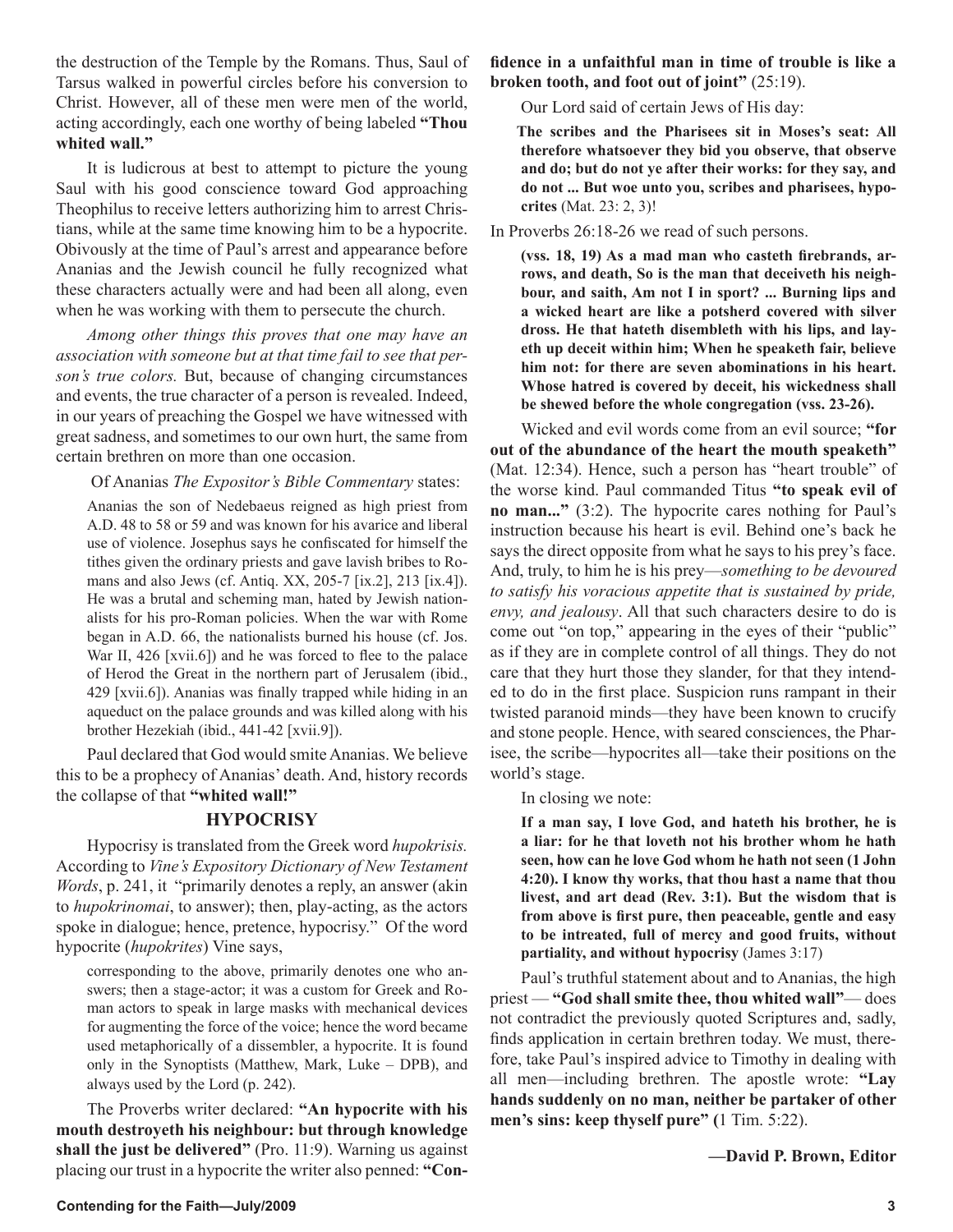the destruction of the Temple by the Romans. Thus, Saul of Tarsus walked in powerful circles before his conversion to Christ. However, all of these men were men of the world, acting accordingly, each one worthy of being labeled **"Thou whited wall."**

It is ludicrous at best to attempt to picture the young Saul with his good conscience toward God approaching Theophilus to receive letters authorizing him to arrest Christians, while at the same time knowing him to be a hypocrite. Obivously at the time of Paul's arrest and appearance before Ananias and the Jewish council he fully recognized what these characters actually were and had been all along, even when he was working with them to persecute the church.

*Among other things this proves that one may have an association with someone but at that time fail to see that person's true colors.* But, because of changing circumstances and events, the true character of a person is revealed. Indeed, in our years of preaching the Gospel we have witnessed with great sadness, and sometimes to our own hurt, the same from certain brethren on more than one occasion.

Of Ananias *The Expositor's Bible Commentary* states:

> Ananias the son of Nedebaeus reigned as high priest from A.D. 48 to 58 or 59 and was known for his avarice and liberal use of violence. Josephus says he confiscated for himself the tithes given the ordinary priests and gave lavish bribes to Romans and also Jews (cf. Antiq. XX, 205-7 [ix.2], 213 [ix.4]). He was a brutal and scheming man, hated by Jewish nationalists for his pro-Roman policies. When the war with Rome began in A.D. 66, the nationalists burned his house (cf. Jos. War II, 426 [xvii.6]) and he was forced to flee to the palace of Herod the Great in the northern part of Jerusalem (ibid., 429 [xvii.6]). Ananias was finally trapped while hiding in an aqueduct on the palace grounds and was killed along with his brother Hezekiah (ibid., 441-42 [xvii.9]).

Paul declared that God would smite Ananias. We believe this to be a prophecy of Ananias' death. And, history records the collapse of that **"whited wall!"**

## HYPOCRISY

Hypocrisy is translated from the Greek word *hupokrisis.* According to *Vine's Expository Dictionary of New Testament Words*, p. 241, it "primarily denotes a reply, an answer (akin to *hupokrinomai*, to answer); then, play-acting, as the actors spoke in dialogue; hence, pretence, hypocrisy." Of the word hypocrite (*hupokrites*) Vine says,

> corresponding to the above, primarily denotes one who answers; then a stage-actor; it was a custom for Greek and Roman actors to speak in large masks with mechanical devices for augmenting the force of the voice; hence the word became used metaphorically of a dissembler, a hypocrite. It is found only in the Synoptists (Matthew, Mark, Luke – DPB), and always used by the Lord (p. 242).

The Proverbs writer declared: **"An hypocrite with his mouth destroyeth his neighbour: but through knowledge shall the just be delivered"** (Pro. 11:9). Warning us against placing our trust in a hypocrite the writer also penned: **"Confidence in a unfaithful man in time of trouble is like a broken tooth, and foot out of joint"** (25:19).

Our Lord said of certain Jews of His day:

> **The scribes and the Pharisees sit in Moses's seat: All therefore whatsoever they bid you observe, that observe and do; but do not ye after their works: for they say, and do not ... But woe unto you, scribes and pharisees, hypocrites** (Mat. 23: 2, 3)!

In Proverbs 26:18-26 we read of such persons.

> **(vss. 18, 19) As a mad man who casteth firebrands, arrows, and death, So is the man that deceiveth his neighbour, and saith, Am not I in sport? ... Burning lips and a wicked heart are like a potsherd covered with silver dross. He that hateth disembleth with his lips, and layeth up deceit within him; When he speaketh fair, believe him not: for there are seven abominations in his heart. Whose hatred is covered by deceit, his wickedness shall be shewed before the whole congregation (vss. 23-26).**

Wicked and evil words come from an evil source; **"for out of the abundance of the heart the mouth speaketh"** (Mat. 12:34). Hence, such a person has "heart trouble" of the worse kind. Paul commanded Titus **"to speak evil of no man..."** (3:2). The hypocrite cares nothing for Paul's instruction because his heart is evil. Behind one's back he says the direct opposite from what he says to his prey's face. And, truly, to him he is his prey—*something to be devoured to satisfy his voracious appetite that is sustained by pride, envy, and jealousy*. All that such characters desire to do is come out "on top," appearing in the eyes of their "public" as if they are in complete control of all things. They do not care that they hurt those they slander, for that they intended to do in the first place. Suspicion runs rampant in their twisted paranoid minds—they have been known to crucify and stone people. Hence, with seared consciences, the Pharisee, the scribe—hypocrites all—take their positions on the world's stage.

In closing we note:

> **If a man say, I love God, and hateth his brother, he is a liar: for he that loveth not his brother whom he hath seen, how can he love God whom he hath not seen (1 John 4:20). I know thy works, that thou hast a name that thou livest, and art dead (Rev. 3:1). But the wisdom that is from above is first pure, then peaceable, gentle and easy to be intreated, full of mercy and good fruits, without partiality, and without hypocrisy** (James 3:17)

Paul's truthful statement about and to Ananias, the high priest — **"God shall smite thee, thou whited wall"**— does not contradict the previously quoted Scriptures and, sadly, finds application in certain brethren today. We must, therefore, take Paul's inspired advice to Timothy in dealing with all men—including brethren. The apostle wrote: **"Lay hands suddenly on no man, neither be partaker of other men's sins: keep thyself pure" (**1 Tim. 5:22).

**—David P. Brown, Editor**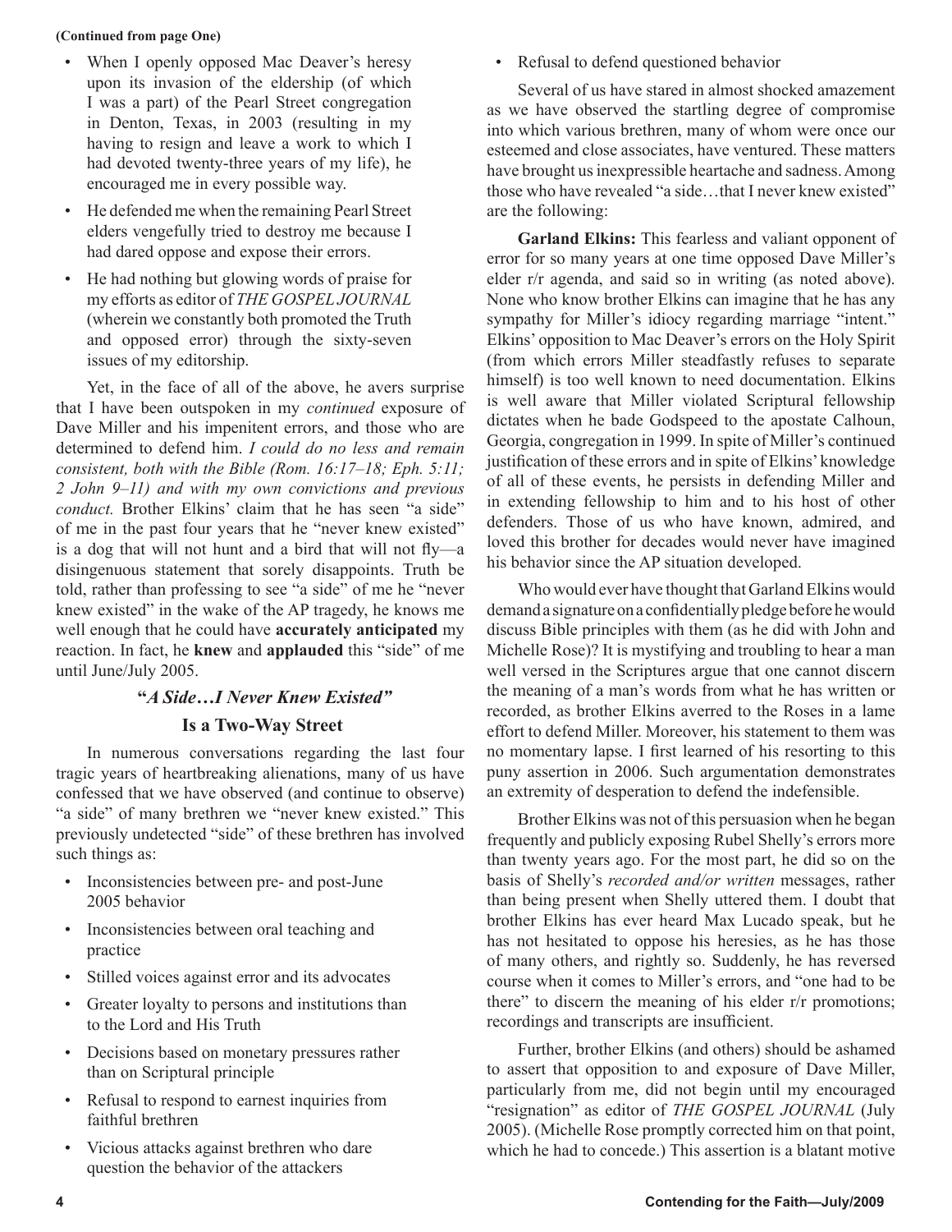**(Continued from page One)**

- When I openly opposed Mac Deaver's heresy upon its invasion of the eldership (of which I was a part) of the Pearl Street congregation in Denton, Texas, in 2003 (resulting in my having to resign and leave a work to which I had devoted twenty-three years of my life), he encouraged me in every possible way.
- He defended me when the remaining Pearl Street elders vengefully tried to destroy me because I had dared oppose and expose their errors.
- He had nothing but glowing words of praise for my efforts as editor of *THE GOSPEL JOURNAL* (wherein we constantly both promoted the Truth and opposed error) through the sixty-seven issues of my editorship.

Yet, in the face of all of the above, he avers surprise that I have been outspoken in my *continued* exposure of Dave Miller and his impenitent errors, and those who are determined to defend him. *I could do no less and remain consistent, both with the Bible (Rom. 16:17–18; Eph. 5:11; 2 John 9–11) and with my own convictions and previous conduct.* Brother Elkins' claim that he has seen "a side" of me in the past four years that he "never knew existed" is a dog that will not hunt and a bird that will not fly—a disingenuous statement that sorely disappoints. Truth be told, rather than professing to see "a side" of me he "never knew existed" in the wake of the AP tragedy, he knows me well enough that he could have **accurately anticipated** my reaction. In fact, he **knew** and **applauded** this "side" of me until June/July 2005.

## "*A Side…I Never Knew Existed*" Is a Two-Way Street

In numerous conversations regarding the last four tragic years of heartbreaking alienations, many of us have confessed that we have observed (and continue to observe) "a side" of many brethren we "never knew existed." This previously undetected "side" of these brethren has involved such things as:

- Inconsistencies between pre- and post-June 2005 behavior
- Inconsistencies between oral teaching and practice
- Stilled voices against error and its advocates
- Greater loyalty to persons and institutions than to the Lord and His Truth
- Decisions based on monetary pressures rather than on Scriptural principle
- Refusal to respond to earnest inquiries from faithful brethren
- Vicious attacks against brethren who dare question the behavior of the attackers
- Refusal to defend questioned behavior

Several of us have stared in almost shocked amazement as we have observed the startling degree of compromise into which various brethren, many of whom were once our esteemed and close associates, have ventured. These matters have brought us inexpressible heartache and sadness. Among those who have revealed "a side…that I never knew existed" are the following:

**Garland Elkins:** This fearless and valiant opponent of error for so many years at one time opposed Dave Miller's elder r/r agenda, and said so in writing (as noted above). None who know brother Elkins can imagine that he has any sympathy for Miller's idiocy regarding marriage "intent." Elkins' opposition to Mac Deaver's errors on the Holy Spirit (from which errors Miller steadfastly refuses to separate himself) is too well known to need documentation. Elkins is well aware that Miller violated Scriptural fellowship dictates when he bade Godspeed to the apostate Calhoun, Georgia, congregation in 1999. In spite of Miller's continued justification of these errors and in spite of Elkins' knowledge of all of these events, he persists in defending Miller and in extending fellowship to him and to his host of other defenders. Those of us who have known, admired, and loved this brother for decades would never have imagined his behavior since the AP situation developed.

Who would ever have thought that Garland Elkins would demand a signature on a confidentially pledge before he would discuss Bible principles with them (as he did with John and Michelle Rose)? It is mystifying and troubling to hear a man well versed in the Scriptures argue that one cannot discern the meaning of a man's words from what he has written or recorded, as brother Elkins averred to the Roses in a lame effort to defend Miller. Moreover, his statement to them was no momentary lapse. I first learned of his resorting to this puny assertion in 2006. Such argumentation demonstrates an extremity of desperation to defend the indefensible.

Brother Elkins was not of this persuasion when he began frequently and publicly exposing Rubel Shelly's errors more than twenty years ago. For the most part, he did so on the basis of Shelly's *recorded and/or written* messages, rather than being present when Shelly uttered them. I doubt that brother Elkins has ever heard Max Lucado speak, but he has not hesitated to oppose his heresies, as he has those of many others, and rightly so. Suddenly, he has reversed course when it comes to Miller's errors, and "one had to be there" to discern the meaning of his elder r/r promotions; recordings and transcripts are insufficient.

Further, brother Elkins (and others) should be ashamed to assert that opposition to and exposure of Dave Miller, particularly from me, did not begin until my encouraged "resignation" as editor of *THE GOSPEL JOURNAL* (July 2005). (Michelle Rose promptly corrected him on that point, which he had to concede.) This assertion is a blatant motive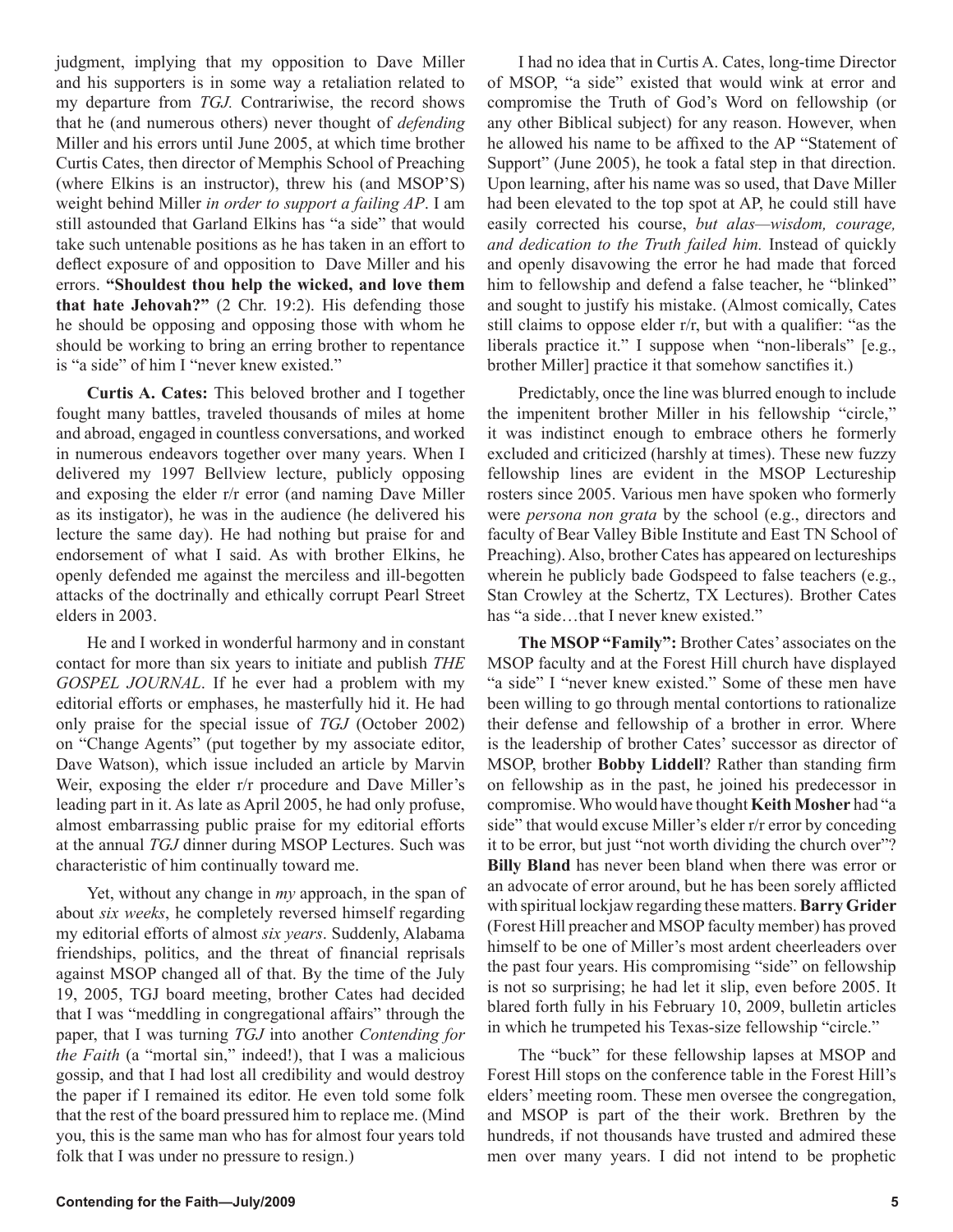judgment, implying that my opposition to Dave Miller and his supporters is in some way a retaliation related to my departure from *TGJ.* Contrariwise, the record shows that he (and numerous others) never thought of *defending* Miller and his errors until June 2005, at which time brother Curtis Cates, then director of Memphis School of Preaching (where Elkins is an instructor), threw his (and MSOP'S) weight behind Miller *in order to support a failing AP*. I am still astounded that Garland Elkins has "a side" that would take such untenable positions as he has taken in an effort to deflect exposure of and opposition to Dave Miller and his errors. **"Shouldest thou help the wicked, and love them that hate Jehovah?"** (2 Chr. 19:2). His defending those he should be opposing and opposing those with whom he should be working to bring an erring brother to repentance is "a side" of him I "never knew existed."

**Curtis A. Cates:** This beloved brother and I together fought many battles, traveled thousands of miles at home and abroad, engaged in countless conversations, and worked in numerous endeavors together over many years. When I delivered my 1997 Bellview lecture, publicly opposing and exposing the elder r/r error (and naming Dave Miller as its instigator), he was in the audience (he delivered his lecture the same day). He had nothing but praise for and endorsement of what I said. As with brother Elkins, he openly defended me against the merciless and ill-begotten attacks of the doctrinally and ethically corrupt Pearl Street elders in 2003.

He and I worked in wonderful harmony and in constant contact for more than six years to initiate and publish *THE GOSPEL JOURNAL*. If he ever had a problem with my editorial efforts or emphases, he masterfully hid it. He had only praise for the special issue of *TGJ* (October 2002) on "Change Agents" (put together by my associate editor, Dave Watson), which issue included an article by Marvin Weir, exposing the elder r/r procedure and Dave Miller's leading part in it. As late as April 2005, he had only profuse, almost embarrassing public praise for my editorial efforts at the annual *TGJ* dinner during MSOP Lectures. Such was characteristic of him continually toward me.

Yet, without any change in *my* approach, in the span of about *six weeks*, he completely reversed himself regarding my editorial efforts of almost *six years*. Suddenly, Alabama friendships, politics, and the threat of financial reprisals against MSOP changed all of that. By the time of the July 19, 2005, TGJ board meeting, brother Cates had decided that I was "meddling in congregational affairs" through the paper, that I was turning *TGJ* into another *Contending for the Faith* (a "mortal sin," indeed!), that I was a malicious gossip, and that I had lost all credibility and would destroy the paper if I remained its editor. He even told some folk that the rest of the board pressured him to replace me. (Mind you, this is the same man who has for almost four years told folk that I was under no pressure to resign.)

I had no idea that in Curtis A. Cates, long-time Director of MSOP, "a side" existed that would wink at error and compromise the Truth of God's Word on fellowship (or any other Biblical subject) for any reason. However, when he allowed his name to be affixed to the AP "Statement of Support" (June 2005), he took a fatal step in that direction. Upon learning, after his name was so used, that Dave Miller had been elevated to the top spot at AP, he could still have easily corrected his course, *but alas—wisdom, courage, and dedication to the Truth failed him.* Instead of quickly and openly disavowing the error he had made that forced him to fellowship and defend a false teacher, he "blinked" and sought to justify his mistake. (Almost comically, Cates still claims to oppose elder r/r, but with a qualifier: "as the liberals practice it." I suppose when "non-liberals" [e.g., brother Miller] practice it that somehow sanctifies it.)

Predictably, once the line was blurred enough to include the impenitent brother Miller in his fellowship "circle," it was indistinct enough to embrace others he formerly excluded and criticized (harshly at times). These new fuzzy fellowship lines are evident in the MSOP Lectureship rosters since 2005. Various men have spoken who formerly were *persona non grata* by the school (e.g., directors and faculty of Bear Valley Bible Institute and East TN School of Preaching). Also, brother Cates has appeared on lectureships wherein he publicly bade Godspeed to false teachers (e.g., Stan Crowley at the Schertz, TX Lectures). Brother Cates has "a side…that I never knew existed."

**The MSOP "Family":** Brother Cates' associates on the MSOP faculty and at the Forest Hill church have displayed "a side" I "never knew existed." Some of these men have been willing to go through mental contortions to rationalize their defense and fellowship of a brother in error. Where is the leadership of brother Cates' successor as director of MSOP, brother **Bobby Liddell**? Rather than standing firm on fellowship as in the past, he joined his predecessor in compromise. Who would have thought **Keith Mosher** had "a side" that would excuse Miller's elder r/r error by conceding it to be error, but just "not worth dividing the church over"? **Billy Bland** has never been bland when there was error or an advocate of error around, but he has been sorely afflicted with spiritual lockjaw regarding these matters. **Barry Grider** (Forest Hill preacher and MSOP faculty member) has proved himself to be one of Miller's most ardent cheerleaders over the past four years. His compromising "side" on fellowship is not so surprising; he had let it slip, even before 2005. It blared forth fully in his February 10, 2009, bulletin articles in which he trumpeted his Texas-size fellowship "circle."

The "buck" for these fellowship lapses at MSOP and Forest Hill stops on the conference table in the Forest Hill's elders' meeting room. These men oversee the congregation, and MSOP is part of the their work. Brethren by the hundreds, if not thousands have trusted and admired these men over many years. I did not intend to be prophetic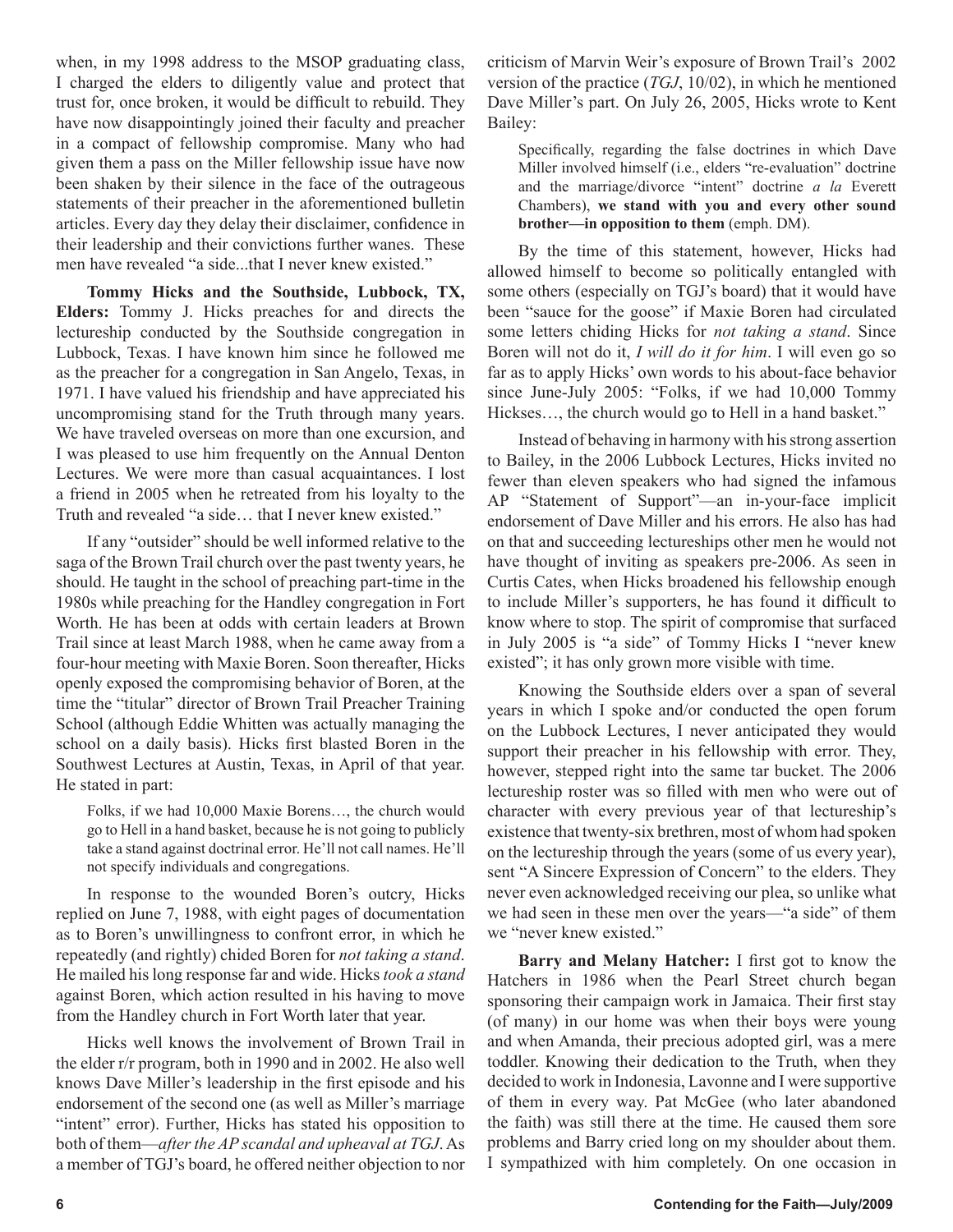when, in my 1998 address to the MSOP graduating class, I charged the elders to diligently value and protect that trust for, once broken, it would be difficult to rebuild. They have now disappointingly joined their faculty and preacher in a compact of fellowship compromise. Many who had given them a pass on the Miller fellowship issue have now been shaken by their silence in the face of the outrageous statements of their preacher in the aforementioned bulletin articles. Every day they delay their disclaimer, confidence in their leadership and their convictions further wanes. These men have revealed "a side...that I never knew existed."

**Tommy Hicks and the Southside, Lubbock, TX, Elders:** Tommy J. Hicks preaches for and directs the lectureship conducted by the Southside congregation in Lubbock, Texas. I have known him since he followed me as the preacher for a congregation in San Angelo, Texas, in 1971. I have valued his friendship and have appreciated his uncompromising stand for the Truth through many years. We have traveled overseas on more than one excursion, and I was pleased to use him frequently on the Annual Denton Lectures. We were more than casual acquaintances. I lost a friend in 2005 when he retreated from his loyalty to the Truth and revealed "a side… that I never knew existed."

If any "outsider" should be well informed relative to the saga of the Brown Trail church over the past twenty years, he should. He taught in the school of preaching part-time in the 1980s while preaching for the Handley congregation in Fort Worth. He has been at odds with certain leaders at Brown Trail since at least March 1988, when he came away from a four-hour meeting with Maxie Boren. Soon thereafter, Hicks openly exposed the compromising behavior of Boren, at the time the "titular" director of Brown Trail Preacher Training School (although Eddie Whitten was actually managing the school on a daily basis). Hicks first blasted Boren in the Southwest Lectures at Austin, Texas, in April of that year. He stated in part:

> Folks, if we had 10,000 Maxie Borens…, the church would go to Hell in a hand basket, because he is not going to publicly take a stand against doctrinal error. He'll not call names. He'll not specify individuals and congregations.

In response to the wounded Boren's outcry, Hicks replied on June 7, 1988, with eight pages of documentation as to Boren's unwillingness to confront error, in which he repeatedly (and rightly) chided Boren for *not taking a stand*. He mailed his long response far and wide. Hicks *took a stand* against Boren, which action resulted in his having to move from the Handley church in Fort Worth later that year.

Hicks well knows the involvement of Brown Trail in the elder r/r program, both in 1990 and in 2002. He also well knows Dave Miller's leadership in the first episode and his endorsement of the second one (as well as Miller's marriage "intent" error). Further, Hicks has stated his opposition to both of them—*after the AP scandal and upheaval at TGJ*. As a member of TGJ's board, he offered neither objection to nor criticism of Marvin Weir's exposure of Brown Trail's 2002 version of the practice (*TGJ*, 10/02), in which he mentioned Dave Miller's part. On July 26, 2005, Hicks wrote to Kent Bailey:

> Specifically, regarding the false doctrines in which Dave Miller involved himself (i.e., elders "re-evaluation" doctrine and the marriage/divorce "intent" doctrine *a la* Everett Chambers), **we stand with you and every other sound brother—in opposition to them** (emph. DM).

By the time of this statement, however, Hicks had allowed himself to become so politically entangled with some others (especially on TGJ's board) that it would have been "sauce for the goose" if Maxie Boren had circulated some letters chiding Hicks for *not taking a stand*. Since Boren will not do it, *I will do it for him*. I will even go so far as to apply Hicks' own words to his about-face behavior since June-July 2005: "Folks, if we had 10,000 Tommy Hickses…, the church would go to Hell in a hand basket."

Instead of behaving in harmony with his strong assertion to Bailey, in the 2006 Lubbock Lectures, Hicks invited no fewer than eleven speakers who had signed the infamous AP "Statement of Support"—an in-your-face implicit endorsement of Dave Miller and his errors. He also has had on that and succeeding lectureships other men he would not have thought of inviting as speakers pre-2006. As seen in Curtis Cates, when Hicks broadened his fellowship enough to include Miller's supporters, he has found it difficult to know where to stop. The spirit of compromise that surfaced in July 2005 is "a side" of Tommy Hicks I "never knew existed"; it has only grown more visible with time.

Knowing the Southside elders over a span of several years in which I spoke and/or conducted the open forum on the Lubbock Lectures, I never anticipated they would support their preacher in his fellowship with error. They, however, stepped right into the same tar bucket. The 2006 lectureship roster was so filled with men who were out of character with every previous year of that lectureship's existence that twenty-six brethren, most of whom had spoken on the lectureship through the years (some of us every year), sent "A Sincere Expression of Concern" to the elders. They never even acknowledged receiving our plea, so unlike what we had seen in these men over the years—"a side" of them we "never knew existed."

**Barry and Melany Hatcher:** I first got to know the Hatchers in 1986 when the Pearl Street church began sponsoring their campaign work in Jamaica. Their first stay (of many) in our home was when their boys were young and when Amanda, their precious adopted girl, was a mere toddler. Knowing their dedication to the Truth, when they decided to work in Indonesia, Lavonne and I were supportive of them in every way. Pat McGee (who later abandoned the faith) was still there at the time. He caused them sore problems and Barry cried long on my shoulder about them. I sympathized with him completely. On one occasion in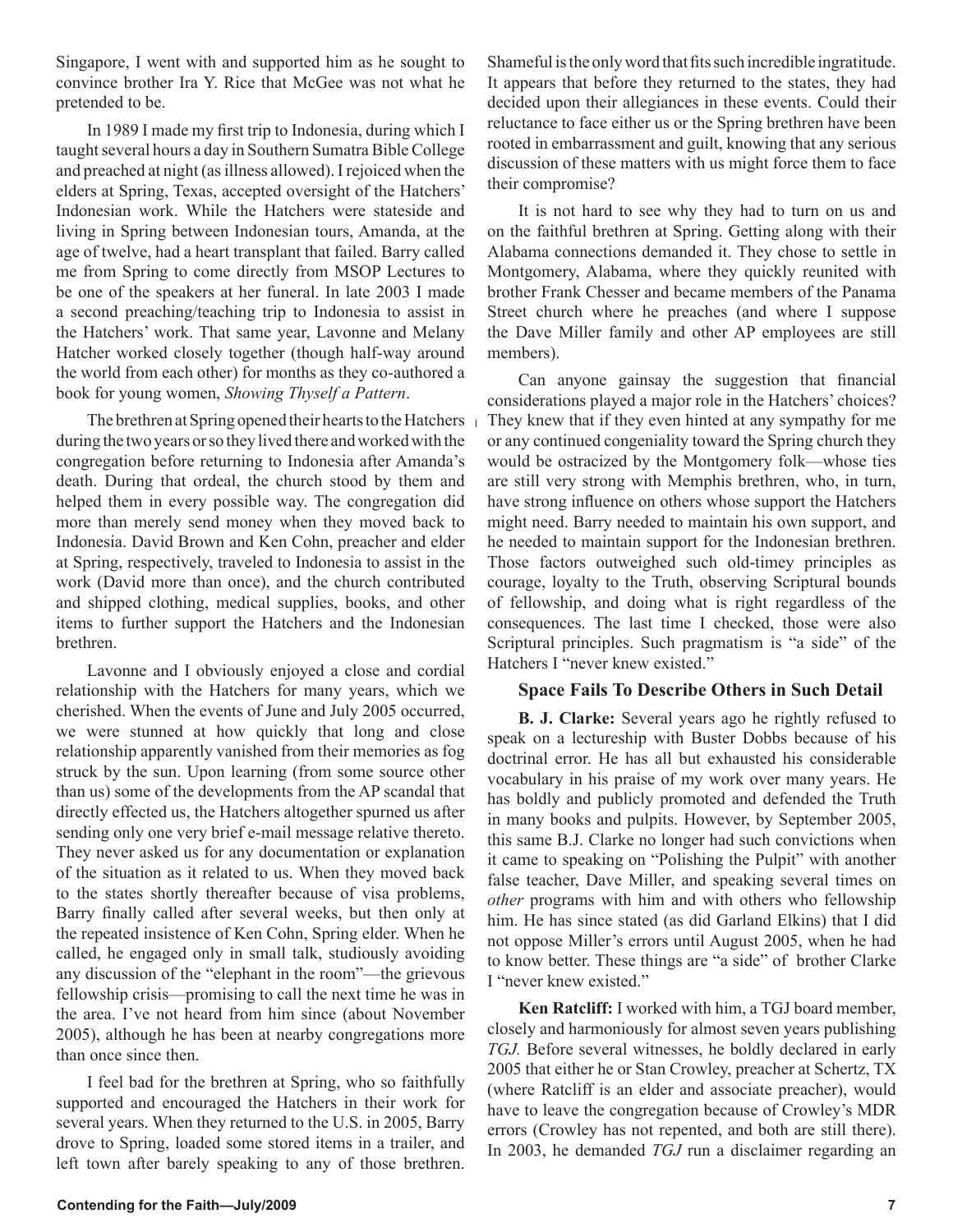Singapore, I went with and supported him as he sought to convince brother Ira Y. Rice that McGee was not what he pretended to be.

In 1989 I made my first trip to Indonesia, during which I taught several hours a day in Southern Sumatra Bible College and preached at night (as illness allowed). I rejoiced when the elders at Spring, Texas, accepted oversight of the Hatchers' Indonesian work. While the Hatchers were stateside and living in Spring between Indonesian tours, Amanda, at the age of twelve, had a heart transplant that failed. Barry called me from Spring to come directly from MSOP Lectures to be one of the speakers at her funeral. In late 2003 I made a second preaching/teaching trip to Indonesia to assist in the Hatchers' work. That same year, Lavonne and Melany Hatcher worked closely together (though half-way around the world from each other) for months as they co-authored a book for young women, *Showing Thyself a Pattern*.

The brethren at Spring opened their hearts to the Hatchers during the two years or so they lived there and worked with the congregation before returning to Indonesia after Amanda's death. During that ordeal, the church stood by them and helped them in every possible way. The congregation did more than merely send money when they moved back to Indonesia. David Brown and Ken Cohn, preacher and elder at Spring, respectively, traveled to Indonesia to assist in the work (David more than once), and the church contributed and shipped clothing, medical supplies, books, and other items to further support the Hatchers and the Indonesian brethren.

Lavonne and I obviously enjoyed a close and cordial relationship with the Hatchers for many years, which we cherished. When the events of June and July 2005 occurred, we were stunned at how quickly that long and close relationship apparently vanished from their memories as fog struck by the sun. Upon learning (from some source other than us) some of the developments from the AP scandal that directly effected us, the Hatchers altogether spurned us after sending only one very brief e-mail message relative thereto. They never asked us for any documentation or explanation of the situation as it related to us. When they moved back to the states shortly thereafter because of visa problems, Barry finally called after several weeks, but then only at the repeated insistence of Ken Cohn, Spring elder. When he called, he engaged only in small talk, studiously avoiding any discussion of the "elephant in the room"—the grievous fellowship crisis—promising to call the next time he was in the area. I've not heard from him since (about November 2005), although he has been at nearby congregations more than once since then.

I feel bad for the brethren at Spring, who so faithfully supported and encouraged the Hatchers in their work for several years. When they returned to the U.S. in 2005, Barry drove to Spring, loaded some stored items in a trailer, and left town after barely speaking to any of those brethren. Shameful is the only word that fits such incredible ingratitude. It appears that before they returned to the states, they had decided upon their allegiances in these events. Could their reluctance to face either us or the Spring brethren have been rooted in embarrassment and guilt, knowing that any serious discussion of these matters with us might force them to face their compromise?

It is not hard to see why they had to turn on us and on the faithful brethren at Spring. Getting along with their Alabama connections demanded it. They chose to settle in Montgomery, Alabama, where they quickly reunited with brother Frank Chesser and became members of the Panama Street church where he preaches (and where I suppose the Dave Miller family and other AP employees are still members).

Can anyone gainsay the suggestion that financial considerations played a major role in the Hatchers' choices? They knew that if they even hinted at any sympathy for me or any continued congeniality toward the Spring church they would be ostracized by the Montgomery folk—whose ties are still very strong with Memphis brethren, who, in turn, have strong influence on others whose support the Hatchers might need. Barry needed to maintain his own support, and he needed to maintain support for the Indonesian brethren. Those factors outweighed such old-timey principles as courage, loyalty to the Truth, observing Scriptural bounds of fellowship, and doing what is right regardless of the consequences. The last time I checked, those were also Scriptural principles. Such pragmatism is "a side" of the Hatchers I "never knew existed."

### Space Fails To Describe Others in Such Detail

**B. J. Clarke:** Several years ago he rightly refused to speak on a lectureship with Buster Dobbs because of his doctrinal error. He has all but exhausted his considerable vocabulary in his praise of my work over many years. He has boldly and publicly promoted and defended the Truth in many books and pulpits. However, by September 2005, this same B.J. Clarke no longer had such convictions when it came to speaking on "Polishing the Pulpit" with another false teacher, Dave Miller, and speaking several times on *other* programs with him and with others who fellowship him. He has since stated (as did Garland Elkins) that I did not oppose Miller's errors until August 2005, when he had to know better. These things are "a side" of brother Clarke I "never knew existed."

**Ken Ratcliff:** I worked with him, a TGJ board member, closely and harmoniously for almost seven years publishing *TGJ.* Before several witnesses, he boldly declared in early 2005 that either he or Stan Crowley, preacher at Schertz, TX (where Ratcliff is an elder and associate preacher), would have to leave the congregation because of Crowley's MDR errors (Crowley has not repented, and both are still there). In 2003, he demanded *TGJ* run a disclaimer regarding an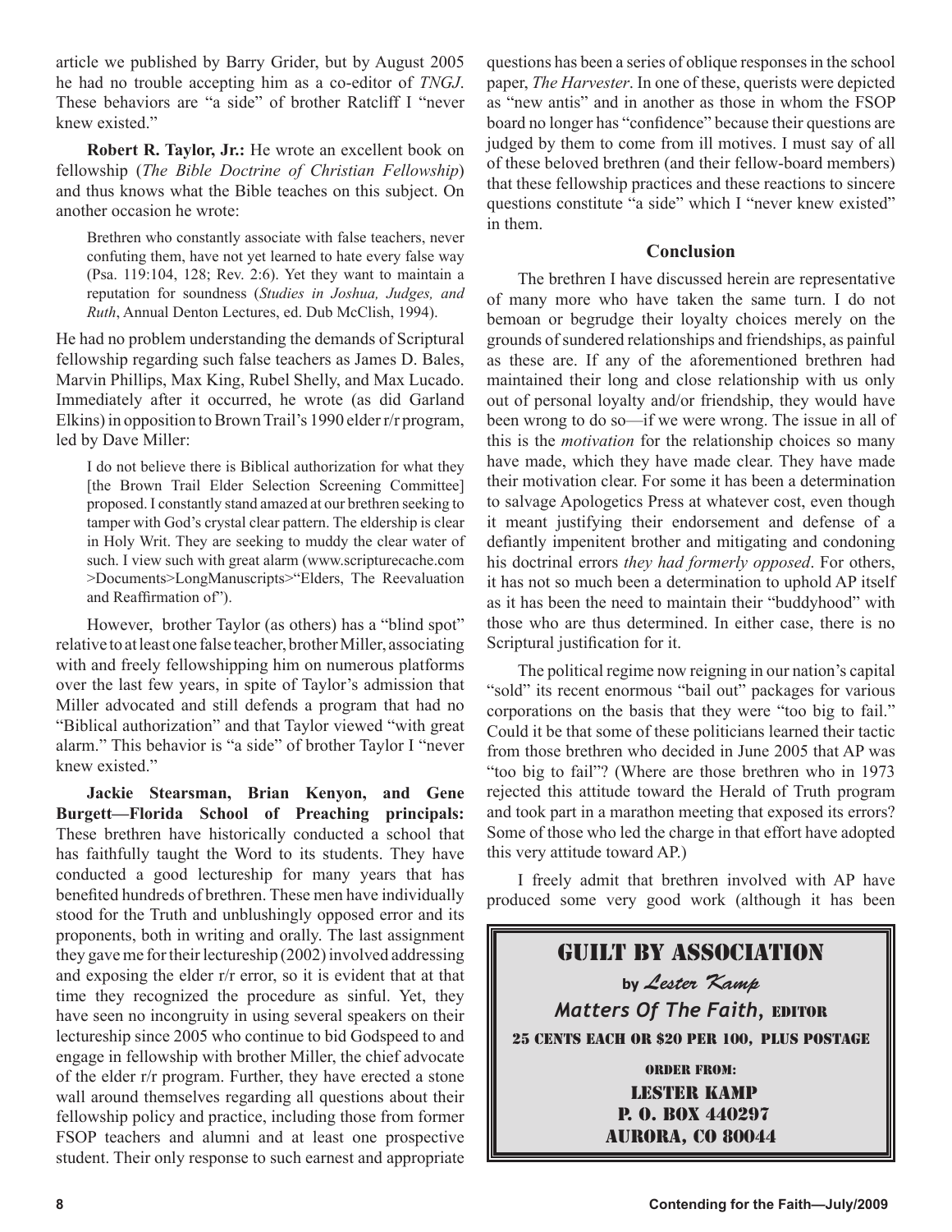article we published by Barry Grider, but by August 2005 he had no trouble accepting him as a co-editor of *TNGJ*. These behaviors are "a side" of brother Ratcliff I "never knew existed."

**Robert R. Taylor, Jr.:** He wrote an excellent book on fellowship (*The Bible Doctrine of Christian Fellowship*) and thus knows what the Bible teaches on this subject. On another occasion he wrote:

> Brethren who constantly associate with false teachers, never confuting them, have not yet learned to hate every false way (Psa. 119:104, 128; Rev. 2:6). Yet they want to maintain a reputation for soundness (*Studies in Joshua, Judges, and Ruth*, Annual Denton Lectures, ed. Dub McClish, 1994).

He had no problem understanding the demands of Scriptural fellowship regarding such false teachers as James D. Bales, Marvin Phillips, Max King, Rubel Shelly, and Max Lucado. Immediately after it occurred, he wrote (as did Garland Elkins) in opposition to Brown Trail's 1990 elder r/r program, led by Dave Miller:

> I do not believe there is Biblical authorization for what they [the Brown Trail Elder Selection Screening Committee] proposed. I constantly stand amazed at our brethren seeking to tamper with God's crystal clear pattern. The eldership is clear in Holy Writ. They are seeking to muddy the clear water of such. I view such with great alarm (www.scripturecache.com >Documents>LongManuscripts>"Elders, The Reevaluation and Reaffirmation of").

However, brother Taylor (as others) has a "blind spot" relative to at least one false teacher, brother Miller, associating with and freely fellowshipping him on numerous platforms over the last few years, in spite of Taylor's admission that Miller advocated and still defends a program that had no "Biblical authorization" and that Taylor viewed "with great alarm." This behavior is "a side" of brother Taylor I "never knew existed."

**Jackie Stearsman, Brian Kenyon, and Gene Burgett—Florida School of Preaching principals:** These brethren have historically conducted a school that has faithfully taught the Word to its students. They have conducted a good lectureship for many years that has benefited hundreds of brethren. These men have individually stood for the Truth and unblushingly opposed error and its proponents, both in writing and orally. The last assignment they gave me for their lectureship (2002) involved addressing and exposing the elder r/r error, so it is evident that at that time they recognized the procedure as sinful. Yet, they have seen no incongruity in using several speakers on their lectureship since 2005 who continue to bid Godspeed to and engage in fellowship with brother Miller, the chief advocate of the elder r/r program. Further, they have erected a stone wall around themselves regarding all questions about their fellowship policy and practice, including those from former FSOP teachers and alumni and at least one prospective student. Their only response to such earnest and appropriate questions has been a series of oblique responses in the school paper, *The Harvester*. In one of these, querists were depicted as "new antis" and in another as those in whom the FSOP board no longer has "confidence" because their questions are judged by them to come from ill motives. I must say of all of these beloved brethren (and their fellow-board members) that these fellowship practices and these reactions to sincere questions constitute "a side" which I "never knew existed" in them.

### Conclusion

The brethren I have discussed herein are representative of many more who have taken the same turn. I do not bemoan or begrudge their loyalty choices merely on the grounds of sundered relationships and friendships, as painful as these are. If any of the aforementioned brethren had maintained their long and close relationship with us only out of personal loyalty and/or friendship, they would have been wrong to do so—if we were wrong. The issue in all of this is the *motivation* for the relationship choices so many have made, which they have made clear. They have made their motivation clear. For some it has been a determination to salvage Apologetics Press at whatever cost, even though it meant justifying their endorsement and defense of a defiantly impenitent brother and mitigating and condoning his doctrinal errors *they had formerly opposed*. For others, it has not so much been a determination to uphold AP itself as it has been the need to maintain their "buddyhood" with those who are thus determined. In either case, there is no Scriptural justification for it.

The political regime now reigning in our nation's capital "sold" its recent enormous "bail out" packages for various corporations on the basis that they were "too big to fail." Could it be that some of these politicians learned their tactic from those brethren who decided in June 2005 that AP was "too big to fail"? (Where are those brethren who in 1973 rejected this attitude toward the Herald of Truth program and took part in a marathon meeting that exposed its errors? Some of those who led the charge in that effort have adopted this very attitude toward AP.)

I freely admit that brethren involved with AP have produced some very good work (although it has been

---

**GUILT BY ASSOCIATION**

by *Lester Kamp*

*Matters Of The Faith,* EDITOR

25 CENTS EACH OR $20 PER 100, PLUS POSTAGE

ORDER FROM:

LESTER KAMP
P. O. BOX 440297
AURORA, CO 80044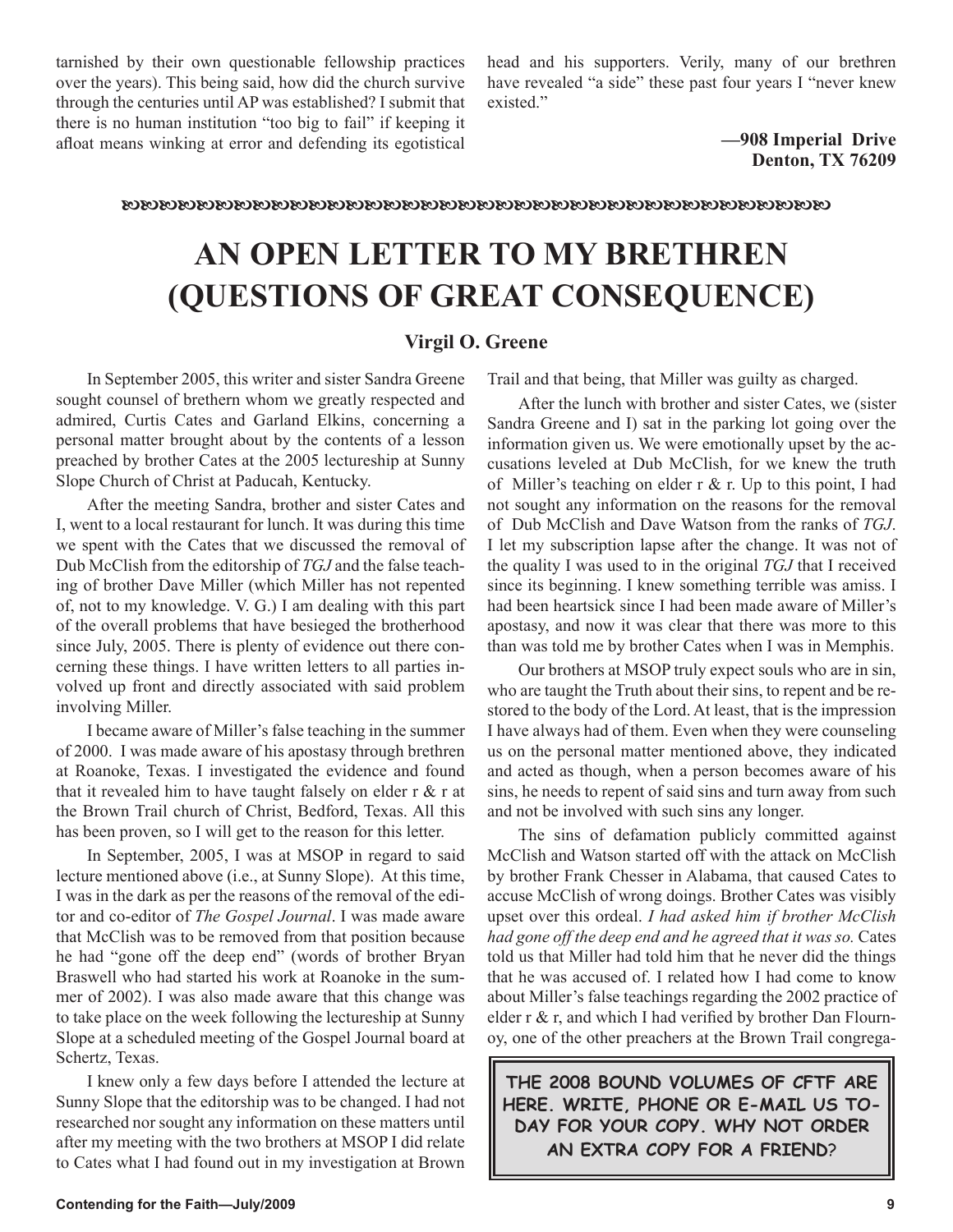tarnished by their own questionable fellowship practices over the years). This being said, how did the church survive through the centuries until AP was established? I submit that there is no human institution "too big to fail" if keeping it afloat means winking at error and defending its egotistical head and his supporters. Verily, many of our brethren have revealed "a side" these past four years I "never knew existed."

**—908 Imperial Drive**
**Denton, TX 76209**

# AN OPEN LETTER TO MY BRETHREN (QUESTIONS OF GREAT CONSEQUENCE)

**Virgil O. Greene**

In September 2005, this writer and sister Sandra Greene sought counsel of brethern whom we greatly respected and admired, Curtis Cates and Garland Elkins, concerning a personal matter brought about by the contents of a lesson preached by brother Cates at the 2005 lectureship at Sunny Slope Church of Christ at Paducah, Kentucky.

After the meeting Sandra, brother and sister Cates and I, went to a local restaurant for lunch. It was during this time we spent with the Cates that we discussed the removal of Dub McClish from the editorship of *TGJ* and the false teaching of brother Dave Miller (which Miller has not repented of, not to my knowledge. V. G.) I am dealing with this part of the overall problems that have besieged the brotherhood since July, 2005. There is plenty of evidence out there concerning these things. I have written letters to all parties involved up front and directly associated with said problem involving Miller.

I became aware of Miller's false teaching in the summer of 2000. I was made aware of his apostasy through brethren at Roanoke, Texas. I investigated the evidence and found that it revealed him to have taught falsely on elder r & r at the Brown Trail church of Christ, Bedford, Texas. All this has been proven, so I will get to the reason for this letter.

In September, 2005, I was at MSOP in regard to said lecture mentioned above (i.e., at Sunny Slope). At this time, I was in the dark as per the reasons of the removal of the editor and co-editor of *The Gospel Journal*. I was made aware that McClish was to be removed from that position because he had "gone off the deep end" (words of brother Bryan Braswell who had started his work at Roanoke in the summer of 2002). I was also made aware that this change was to take place on the week following the lectureship at Sunny Slope at a scheduled meeting of the Gospel Journal board at Schertz, Texas.

I knew only a few days before I attended the lecture at Sunny Slope that the editorship was to be changed. I had not researched nor sought any information on these matters until after my meeting with the two brothers at MSOP I did relate to Cates what I had found out in my investigation at Brown Trail and that being, that Miller was guilty as charged.

After the lunch with brother and sister Cates, we (sister Sandra Greene and I) sat in the parking lot going over the information given us. We were emotionally upset by the accusations leveled at Dub McClish, for we knew the truth of Miller's teaching on elder r & r. Up to this point, I had not sought any information on the reasons for the removal of Dub McClish and Dave Watson from the ranks of *TGJ*. I let my subscription lapse after the change. It was not of the quality I was used to in the original *TGJ* that I received since its beginning. I knew something terrible was amiss. I had been heartsick since I had been made aware of Miller's apostasy, and now it was clear that there was more to this than was told me by brother Cates when I was in Memphis.

Our brothers at MSOP truly expect souls who are in sin, who are taught the Truth about their sins, to repent and be restored to the body of the Lord. At least, that is the impression I have always had of them. Even when they were counseling us on the personal matter mentioned above, they indicated and acted as though, when a person becomes aware of his sins, he needs to repent of said sins and turn away from such and not be involved with such sins any longer.

The sins of defamation publicly committed against McClish and Watson started off with the attack on McClish by brother Frank Chesser in Alabama, that caused Cates to accuse McClish of wrong doings. Brother Cates was visibly upset over this ordeal. *I had asked him if brother McClish had gone off the deep end and he agreed that it was so.* Cates told us that Miller had told him that he never did the things that he was accused of. I related how I had come to know about Miller's false teachings regarding the 2002 practice of elder r & r, and which I had verified by brother Dan Flournoy, one of the other preachers at the Brown Trail congrega-

**THE 2008 BOUND VOLUMES OF CFTF ARE HERE. WRITE, PHONE OR E-MAIL US TODAY FOR YOUR COPY. WHY NOT ORDER AN EXTRA COPY FOR A FRIEND?**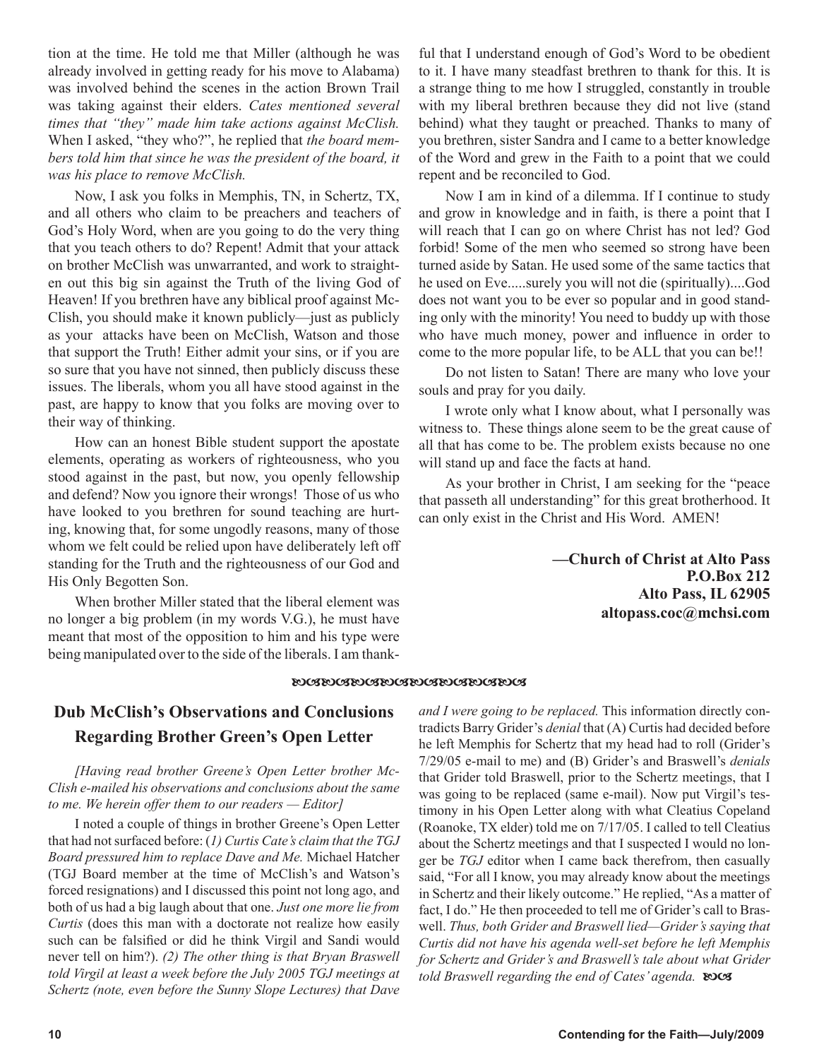tion at the time. He told me that Miller (although he was already involved in getting ready for his move to Alabama) was involved behind the scenes in the action Brown Trail was taking against their elders. *Cates mentioned several times that "they" made him take actions against McClish.* When I asked, "they who?", he replied that *the board members told him that since he was the president of the board, it was his place to remove McClish.*

Now, I ask you folks in Memphis, TN, in Schertz, TX, and all others who claim to be preachers and teachers of God's Holy Word, when are you going to do the very thing that you teach others to do? Repent! Admit that your attack on brother McClish was unwarranted, and work to straighten out this big sin against the Truth of the living God of Heaven! If you brethren have any biblical proof against McClish, you should make it known publicly—just as publicly as your attacks have been on McClish, Watson and those that support the Truth! Either admit your sins, or if you are so sure that you have not sinned, then publicly discuss these issues. The liberals, whom you all have stood against in the past, are happy to know that you folks are moving over to their way of thinking.

How can an honest Bible student support the apostate elements, operating as workers of righteousness, who you stood against in the past, but now, you openly fellowship and defend? Now you ignore their wrongs! Those of us who have looked to you brethren for sound teaching are hurting, knowing that, for some ungodly reasons, many of those whom we felt could be relied upon have deliberately left off standing for the Truth and the righteousness of our God and His Only Begotten Son.

When brother Miller stated that the liberal element was no longer a big problem (in my words V.G.), he must have meant that most of the opposition to him and his type were being manipulated over to the side of the liberals. I am thankful that I understand enough of God's Word to be obedient to it. I have many steadfast brethren to thank for this. It is a strange thing to me how I struggled, constantly in trouble with my liberal brethren because they did not live (stand behind) what they taught or preached. Thanks to many of you brethren, sister Sandra and I came to a better knowledge of the Word and grew in the Faith to a point that we could repent and be reconciled to God.

Now I am in kind of a dilemma. If I continue to study and grow in knowledge and in faith, is there a point that I will reach that I can go on where Christ has not led? God forbid! Some of the men who seemed so strong have been turned aside by Satan. He used some of the same tactics that he used on Eve.....surely you will not die (spiritually)....God does not want you to be ever so popular and in good standing only with the minority! You need to buddy up with those who have much money, power and influence in order to come to the more popular life, to be ALL that you can be!!

Do not listen to Satan! There are many who love your souls and pray for you daily.

I wrote only what I know about, what I personally was witness to. These things alone seem to be the great cause of all that has come to be. The problem exists because no one will stand up and face the facts at hand.

As your brother in Christ, I am seeking for the "peace that passeth all understanding" for this great brotherhood. It can only exist in the Christ and His Word. AMEN!

**—Church of Christ at Alto Pass**
**P.O.Box 212**
**Alto Pass, IL 62905**
**altopass.coc@mchsi.com**

---

## Dub McClish's Observations and Conclusions Regarding Brother Green's Open Letter

*[Having read brother Greene's Open Letter brother McClish e-mailed his observations and conclusions about the same to me. We herein offer them to our readers — Editor]*

I noted a couple of things in brother Greene's Open Letter that had not surfaced before: (*1) Curtis Cate's claim that the TGJ Board pressured him to replace Dave and Me.* Michael Hatcher (TGJ Board member at the time of McClish's and Watson's forced resignations) and I discussed this point not long ago, and both of us had a big laugh about that one. *Just one more lie from Curtis* (does this man with a doctorate not realize how easily such can be falsified or did he think Virgil and Sandi would never tell on him?). *(2) The other thing is that Bryan Braswell told Virgil at least a week before the July 2005 TGJ meetings at Schertz (note, even before the Sunny Slope Lectures) that Dave and I were going to be replaced.* This information directly contradicts Barry Grider's *denial* that (A) Curtis had decided before he left Memphis for Schertz that my head had to roll (Grider's 7/29/05 e-mail to me) and (B) Grider's and Braswell's *denials* that Grider told Braswell, prior to the Schertz meetings, that I was going to be replaced (same e-mail). Now put Virgil's testimony in his Open Letter along with what Cleatius Copeland (Roanoke, TX elder) told me on 7/17/05. I called to tell Cleatius about the Schertz meetings and that I suspected I would no longer be *TGJ* editor when I came back therefrom, then casually said, "For all I know, you may already know about the meetings in Schertz and their likely outcome." He replied, "As a matter of fact, I do." He then proceeded to tell me of Grider's call to Braswell. *Thus, both Grider and Braswell lied—Grider's saying that Curtis did not have his agenda well-set before he left Memphis for Schertz and Grider's and Braswell's tale about what Grider told Braswell regarding the end of Cates' agenda.*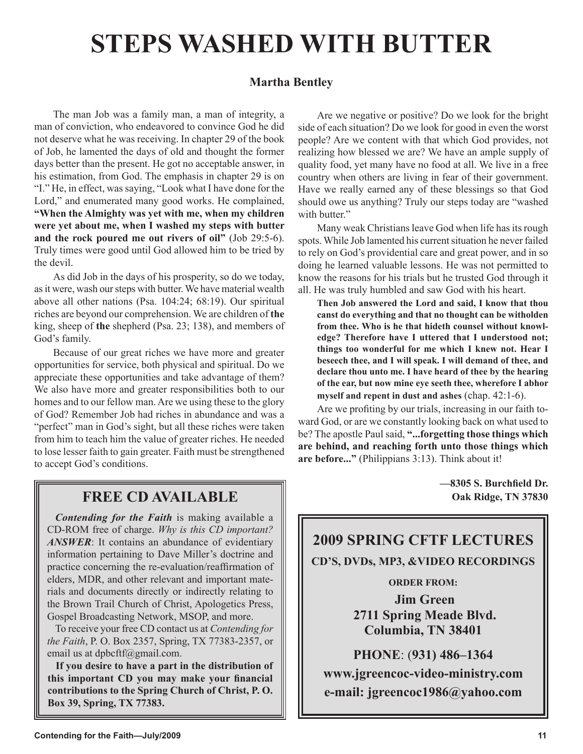# STEPS WASHED WITH BUTTER

**Martha Bentley**

The man Job was a family man, a man of integrity, a man of conviction, who endeavored to convince God he did not deserve what he was receiving. In chapter 29 of the book of Job, he lamented the days of old and thought the former days better than the present. He got no acceptable answer, in his estimation, from God. The emphasis in chapter 29 is on "I." He, in effect, was saying, "Look what I have done for the Lord," and enumerated many good works. He complained, **"When the Almighty was yet with me, when my children were yet about me, when I washed my steps with butter and the rock poured me out rivers of oil"** (Job 29:5-6). Truly times were good until God allowed him to be tried by the devil.

As did Job in the days of his prosperity, so do we today, as it were, wash our steps with butter. We have material wealth above all other nations (Psa. 104:24; 68:19). Our spiritual riches are beyond our comprehension. We are children of **the** king, sheep of **the** shepherd (Psa. 23; 138), and members of God's family.

Because of our great riches we have more and greater opportunities for service, both physical and spiritual. Do we appreciate these opportunities and take advantage of them? We also have more and greater responsibilities both to our homes and to our fellow man. Are we using these to the glory of God? Remember Job had riches in abundance and was a "perfect" man in God's sight, but all these riches were taken from him to teach him the value of greater riches. He needed to lose lesser faith to gain greater. Faith must be strengthened to accept God's conditions.

Are we negative or positive? Do we look for the bright side of each situation? Do we look for good in even the worst people? Are we content with that which God provides, not realizing how blessed we are? We have an ample supply of quality food, yet many have no food at all. We live in a free country when others are living in fear of their government. Have we really earned any of these blessings so that God should owe us anything? Truly our steps today are "washed with butter."

Many weak Christians leave God when life has its rough spots. While Job lamented his current situation he never failed to rely on God's providential care and great power, and in so doing he learned valuable lessons. He was not permitted to know the reasons for his trials but he trusted God through it all. He was truly humbled and saw God with his heart.

> **Then Job answered the Lord and said, I know that thou canst do everything and that no thought can be witholden from thee. Who is he that hideth counsel without knowledge? Therefore have I uttered that I understood not; things too wonderful for me which I knew not. Hear I beseech thee, and I will speak. I will demand of thee, and declare thou unto me. I have heard of thee by the hearing of the ear, but now mine eye seeth thee, wherefore I abhor myself and repent in dust and ashes** (chap. 42:1-6).

Are we profiting by our trials, increasing in our faith toward God, or are we constantly looking back on what used to be? The apostle Paul said, **"...forgetting those things which are behind, and reaching forth unto those things which are before..."** (Philippians 3:13). Think about it!

**—8305 S. Burchfield Dr.**
**Oak Ridge, TN 37830**

## FREE CD AVAILABLE

***Contending for the Faith*** is making available a CD-ROM free of charge. *Why is this CD important? **ANSWER***: It contains an abundance of evidentiary information pertaining to Dave Miller's doctrine and practice concerning the re-evaluation/reaffirmation of elders, MDR, and other relevant and important materials and documents directly or indirectly relating to the Brown Trail Church of Christ, Apologetics Press, Gospel Broadcasting Network, MSOP, and more.

To receive your free CD contact us at *Contending for the Faith*, P. O. Box 2357, Spring, TX 77383-2357, or email us at dpbcftf@gmail.com.

**If you desire to have a part in the distribution of this important CD you may make your financial contributions to the Spring Church of Christ, P. O. Box 39, Spring, TX 77383.**

## 2009 SPRING CFTF LECTURES

**CD'S, DVDs, MP3, &VIDEO RECORDINGS**

**ORDER FROM:**

**Jim Green**
**2711 Spring Meade Blvd.**
**Columbia, TN 38401**

**PHONE**: **(931) 486–1364**

**www.jgreencoc-video-ministry.com**

**e-mail: jgreencoc1986@yahoo.com**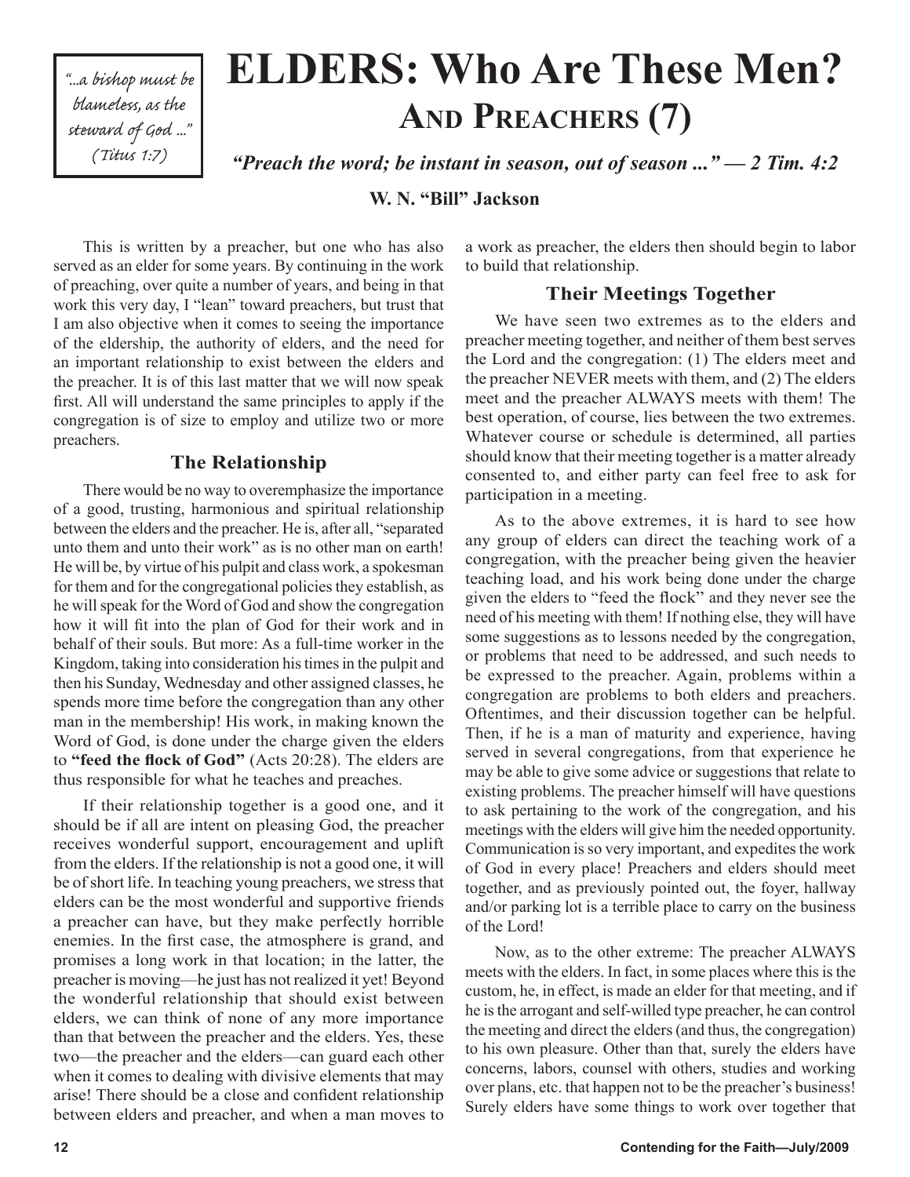*"...a bishop must be blameless, as the steward of God ..." (Titus 1:7)*

# ELDERS: Who Are These Men?

## And Preachers (7)

***"Preach the word; be instant in season, out of season ..." — 2 Tim. 4:2***

**W. N. "Bill" Jackson**

This is written by a preacher, but one who has also served as an elder for some years. By continuing in the work of preaching, over quite a number of years, and being in that work this very day, I "lean" toward preachers, but trust that I am also objective when it comes to seeing the importance of the eldership, the authority of elders, and the need for an important relationship to exist between the elders and the preacher. It is of this last matter that we will now speak first. All will understand the same principles to apply if the congregation is of size to employ and utilize two or more preachers.

### The Relationship

There would be no way to overemphasize the importance of a good, trusting, harmonious and spiritual relationship between the elders and the preacher. He is, after all, "separated unto them and unto their work" as is no other man on earth! He will be, by virtue of his pulpit and class work, a spokesman for them and for the congregational policies they establish, as he will speak for the Word of God and show the congregation how it will fit into the plan of God for their work and in behalf of their souls. But more: As a full-time worker in the Kingdom, taking into consideration his times in the pulpit and then his Sunday, Wednesday and other assigned classes, he spends more time before the congregation than any other man in the membership! His work, in making known the Word of God, is done under the charge given the elders to **"feed the flock of God"** (Acts 20:28). The elders are thus responsible for what he teaches and preaches.

If their relationship together is a good one, and it should be if all are intent on pleasing God, the preacher receives wonderful support, encouragement and uplift from the elders. If the relationship is not a good one, it will be of short life. In teaching young preachers, we stress that elders can be the most wonderful and supportive friends a preacher can have, but they make perfectly horrible enemies. In the first case, the atmosphere is grand, and promises a long work in that location; in the latter, the preacher is moving—he just has not realized it yet! Beyond the wonderful relationship that should exist between elders, we can think of none of any more importance than that between the preacher and the elders. Yes, these two—the preacher and the elders—can guard each other when it comes to dealing with divisive elements that may arise! There should be a close and confident relationship between elders and preacher, and when a man moves to a work as preacher, the elders then should begin to labor to build that relationship.

### Their Meetings Together

We have seen two extremes as to the elders and preacher meeting together, and neither of them best serves the Lord and the congregation: (1) The elders meet and the preacher NEVER meets with them, and (2) The elders meet and the preacher ALWAYS meets with them! The best operation, of course, lies between the two extremes. Whatever course or schedule is determined, all parties should know that their meeting together is a matter already consented to, and either party can feel free to ask for participation in a meeting.

As to the above extremes, it is hard to see how any group of elders can direct the teaching work of a congregation, with the preacher being given the heavier teaching load, and his work being done under the charge given the elders to "feed the flock" and they never see the need of his meeting with them! If nothing else, they will have some suggestions as to lessons needed by the congregation, or problems that need to be addressed, and such needs to be expressed to the preacher. Again, problems within a congregation are problems to both elders and preachers. Oftentimes, and their discussion together can be helpful. Then, if he is a man of maturity and experience, having served in several congregations, from that experience he may be able to give some advice or suggestions that relate to existing problems. The preacher himself will have questions to ask pertaining to the work of the congregation, and his meetings with the elders will give him the needed opportunity. Communication is so very important, and expedites the work of God in every place! Preachers and elders should meet together, and as previously pointed out, the foyer, hallway and/or parking lot is a terrible place to carry on the business of the Lord!

Now, as to the other extreme: The preacher ALWAYS meets with the elders. In fact, in some places where this is the custom, he, in effect, is made an elder for that meeting, and if he is the arrogant and self-willed type preacher, he can control the meeting and direct the elders (and thus, the congregation) to his own pleasure. Other than that, surely the elders have concerns, labors, counsel with others, studies and working over plans, etc. that happen not to be the preacher's business! Surely elders have some things to work over together that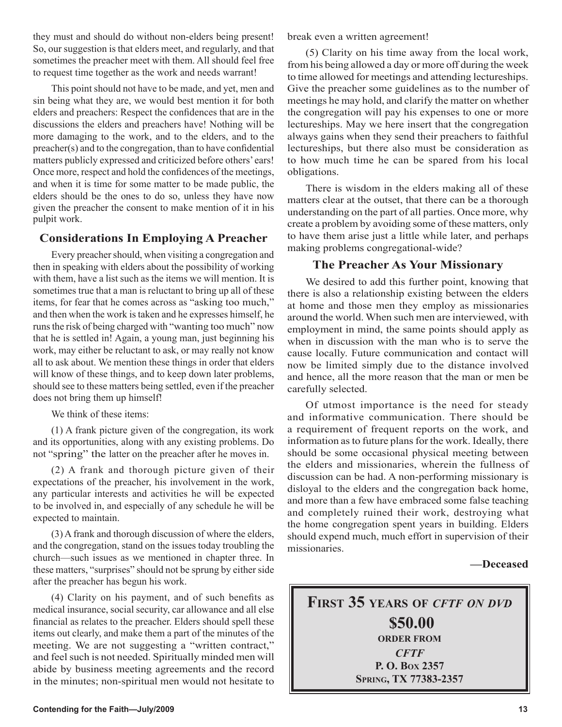they must and should do without non-elders being present! So, our suggestion is that elders meet, and regularly, and that sometimes the preacher meet with them. All should feel free to request time together as the work and needs warrant!

This point should not have to be made, and yet, men and sin being what they are, we would best mention it for both elders and preachers: Respect the confidences that are in the discussions the elders and preachers have! Nothing will be more damaging to the work, and to the elders, and to the preacher(s) and to the congregation, than to have confidential matters publicly expressed and criticized before others' ears! Once more, respect and hold the confidences of the meetings, and when it is time for some matter to be made public, the elders should be the ones to do so, unless they have now given the preacher the consent to make mention of it in his pulpit work.

## Considerations In Employing A Preacher

Every preacher should, when visiting a congregation and then in speaking with elders about the possibility of working with them, have a list such as the items we will mention. It is sometimes true that a man is reluctant to bring up all of these items, for fear that he comes across as "asking too much," and then when the work is taken and he expresses himself, he runs the risk of being charged with "wanting too much" now that he is settled in! Again, a young man, just beginning his work, may either be reluctant to ask, or may really not know all to ask about. We mention these things in order that elders will know of these things, and to keep down later problems, should see to these matters being settled, even if the preacher does not bring them up himself!

We think of these items:

(1) A frank picture given of the congregation, its work and its opportunities, along with any existing problems. Do not "spring" the latter on the preacher after he moves in.

(2) A frank and thorough picture given of their expectations of the preacher, his involvement in the work, any particular interests and activities he will be expected to be involved in, and especially of any schedule he will be expected to maintain.

(3) A frank and thorough discussion of where the elders, and the congregation, stand on the issues today troubling the church—such issues as we mentioned in chapter three. In these matters, "surprises" should not be sprung by either side after the preacher has begun his work.

(4) Clarity on his payment, and of such benefits as medical insurance, social security, car allowance and all else financial as relates to the preacher. Elders should spell these items out clearly, and make them a part of the minutes of the meeting. We are not suggesting a "written contract," and feel such is not needed. Spiritually minded men will abide by business meeting agreements and the record in the minutes; non-spiritual men would not hesitate to break even a written agreement!

(5) Clarity on his time away from the local work, from his being allowed a day or more off during the week to time allowed for meetings and attending lectureships. Give the preacher some guidelines as to the number of meetings he may hold, and clarify the matter on whether the congregation will pay his expenses to one or more lectureships. May we here insert that the congregation always gains when they send their preachers to faithful lectureships, but there also must be consideration as to how much time he can be spared from his local obligations.

There is wisdom in the elders making all of these matters clear at the outset, that there can be a thorough understanding on the part of all parties. Once more, why create a problem by avoiding some of these matters, only to have them arise just a little while later, and perhaps making problems congregational-wide?

## The Preacher As Your Missionary

We desired to add this further point, knowing that there is also a relationship existing between the elders at home and those men they employ as missionaries around the world. When such men are interviewed, with employment in mind, the same points should apply as when in discussion with the man who is to serve the cause locally. Future communication and contact will now be limited simply due to the distance involved and hence, all the more reason that the man or men be carefully selected.

Of utmost importance is the need for steady and informative communication. There should be a requirement of frequent reports on the work, and information as to future plans for the work. Ideally, there should be some occasional physical meeting between the elders and missionaries, wherein the fullness of discussion can be had. A non-performing missionary is disloyal to the elders and the congregation back home, and more than a few have embraced some false teaching and completely ruined their work, destroying what the home congregation spent years in building. Elders should expend much, much effort in supervision of their missionaries.

**—Deceased**

**FIRST 35 YEARS OF *CFTF ON DVD***
**$50.00**
**ORDER FROM**
***CFTF***
**P. O. BOX 2357**
**SPRING, TX 77383-2357**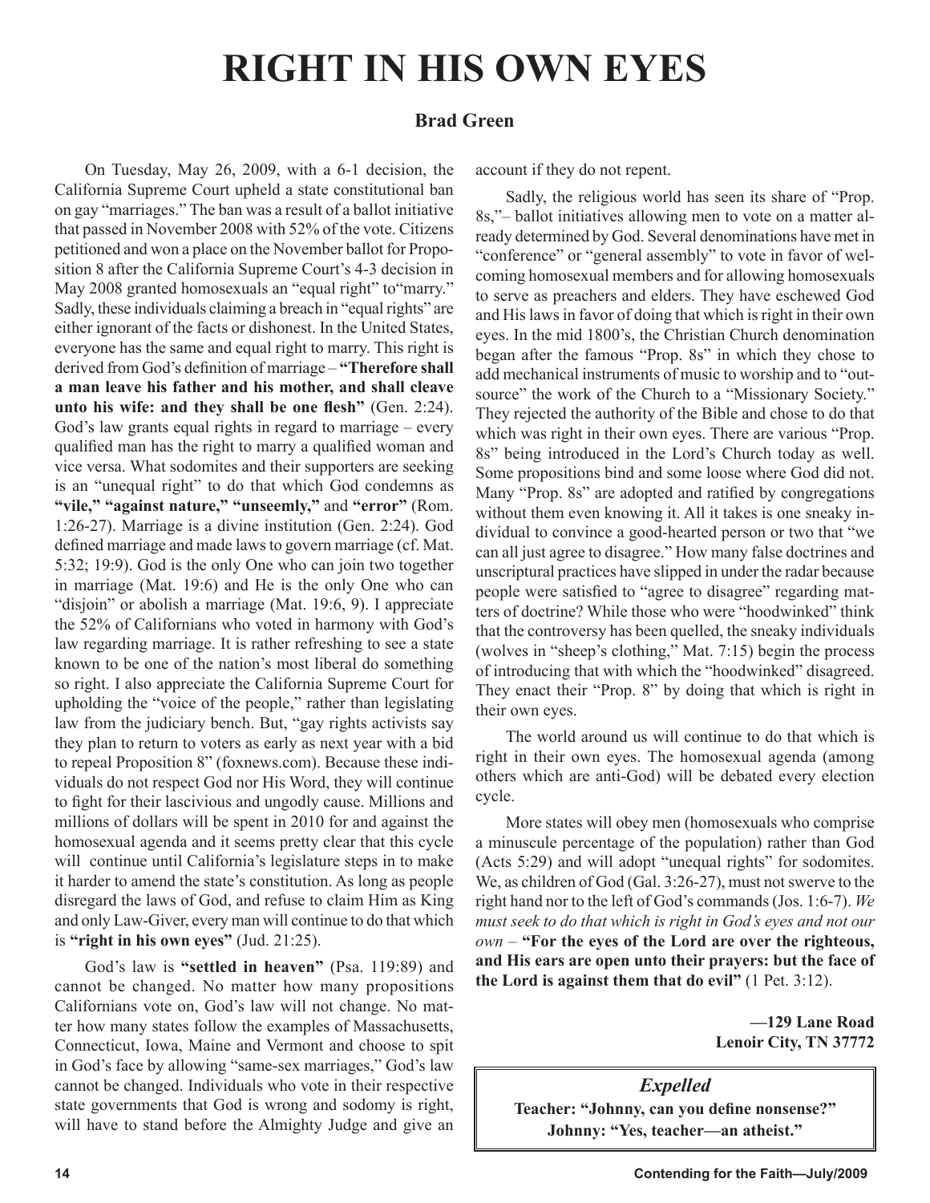# RIGHT IN HIS OWN EYES

### Brad Green

On Tuesday, May 26, 2009, with a 6-1 decision, the California Supreme Court upheld a state constitutional ban on gay "marriages." The ban was a result of a ballot initiative that passed in November 2008 with 52% of the vote. Citizens petitioned and won a place on the November ballot for Proposition 8 after the California Supreme Court's 4-3 decision in May 2008 granted homosexuals an "equal right" to"marry." Sadly, these individuals claiming a breach in "equal rights" are either ignorant of the facts or dishonest. In the United States, everyone has the same and equal right to marry. This right is derived from God's definition of marriage – **"Therefore shall a man leave his father and his mother, and shall cleave unto his wife: and they shall be one flesh"** (Gen. 2:24). God's law grants equal rights in regard to marriage – every qualified man has the right to marry a qualified woman and vice versa. What sodomites and their supporters are seeking is an "unequal right" to do that which God condemns as **"vile," "against nature," "unseemly,"** and **"error"** (Rom. 1:26-27). Marriage is a divine institution (Gen. 2:24). God defined marriage and made laws to govern marriage (cf. Mat. 5:32; 19:9). God is the only One who can join two together in marriage (Mat. 19:6) and He is the only One who can "disjoin" or abolish a marriage (Mat. 19:6, 9). I appreciate the 52% of Californians who voted in harmony with God's law regarding marriage. It is rather refreshing to see a state known to be one of the nation's most liberal do something so right. I also appreciate the California Supreme Court for upholding the "voice of the people," rather than legislating law from the judiciary bench. But, "gay rights activists say they plan to return to voters as early as next year with a bid to repeal Proposition 8" (foxnews.com). Because these individuals do not respect God nor His Word, they will continue to fight for their lascivious and ungodly cause. Millions and millions of dollars will be spent in 2010 for and against the homosexual agenda and it seems pretty clear that this cycle will continue until California's legislature steps in to make it harder to amend the state's constitution. As long as people disregard the laws of God, and refuse to claim Him as King and only Law-Giver, every man will continue to do that which is **"right in his own eyes"** (Jud. 21:25).

God's law is **"settled in heaven"** (Psa. 119:89) and cannot be changed. No matter how many propositions Californians vote on, God's law will not change. No matter how many states follow the examples of Massachusetts, Connecticut, Iowa, Maine and Vermont and choose to spit in God's face by allowing "same-sex marriages," God's law cannot be changed. Individuals who vote in their respective state governments that God is wrong and sodomy is right, will have to stand before the Almighty Judge and give an account if they do not repent.

Sadly, the religious world has seen its share of "Prop. 8s,"– ballot initiatives allowing men to vote on a matter already determined by God. Several denominations have met in "conference" or "general assembly" to vote in favor of welcoming homosexual members and for allowing homosexuals to serve as preachers and elders. They have eschewed God and His laws in favor of doing that which is right in their own eyes. In the mid 1800's, the Christian Church denomination began after the famous "Prop. 8s" in which they chose to add mechanical instruments of music to worship and to "outsource" the work of the Church to a "Missionary Society." They rejected the authority of the Bible and chose to do that which was right in their own eyes. There are various "Prop. 8s" being introduced in the Lord's Church today as well. Some propositions bind and some loose where God did not. Many "Prop. 8s" are adopted and ratified by congregations without them even knowing it. All it takes is one sneaky individual to convince a good-hearted person or two that "we can all just agree to disagree." How many false doctrines and unscriptural practices have slipped in under the radar because people were satisfied to "agree to disagree" regarding matters of doctrine? While those who were "hoodwinked" think that the controversy has been quelled, the sneaky individuals (wolves in "sheep's clothing," Mat. 7:15) begin the process of introducing that with which the "hoodwinked" disagreed. They enact their "Prop. 8" by doing that which is right in their own eyes.

The world around us will continue to do that which is right in their own eyes. The homosexual agenda (among others which are anti-God) will be debated every election cycle.

More states will obey men (homosexuals who comprise a minuscule percentage of the population) rather than God (Acts 5:29) and will adopt "unequal rights" for sodomites. We, as children of God (Gal. 3:26-27), must not swerve to the right hand nor to the left of God's commands (Jos. 1:6-7). *We must seek to do that which is right in God's eyes and not our own* – **"For the eyes of the Lord are over the righteous, and His ears are open unto their prayers: but the face of the Lord is against them that do evil"** (1 Pet. 3:12).

**—129 Lane Road**
**Lenoir City, TN 37772**

---

***Expelled***

**Teacher: "Johnny, can you define nonsense?"**
**Johnny: "Yes, teacher—an atheist."**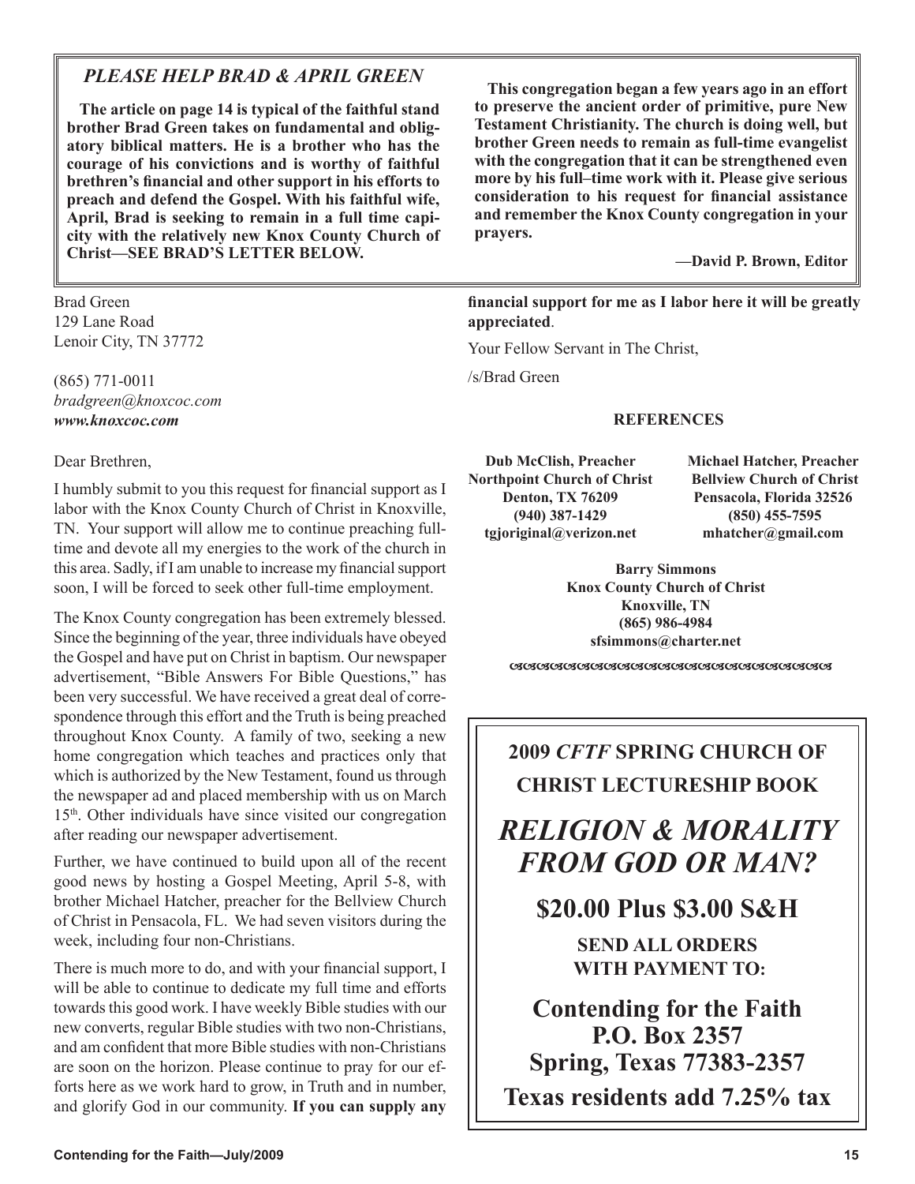## *PLEASE HELP BRAD & APRIL GREEN*

**The article on page 14 is typical of the faithful stand brother Brad Green takes on fundamental and obligatory biblical matters. He is a brother who has the courage of his convictions and is worthy of faithful brethren's financial and other support in his efforts to preach and defend the Gospel. With his faithful wife, April, Brad is seeking to remain in a full time capicity with the relatively new Knox County Church of Christ—SEE BRAD'S LETTER BELOW.**

**This congregation began a few years ago in an effort to preserve the ancient order of primitive, pure New Testament Christianity. The church is doing well, but brother Green needs to remain as full-time evangelist with the congregation that it can be strengthened even more by his full–time work with it. Please give serious consideration to his request for financial assistance and remember the Knox County congregation in your prayers.**

**—David P. Brown, Editor**

Brad Green
129 Lane Road
Lenoir City, TN 37772

(865) 771-0011
*bradgreen@knoxcoc.com*
***www.knoxcoc.com***

Dear Brethren,

I humbly submit to you this request for financial support as I labor with the Knox County Church of Christ in Knoxville, TN. Your support will allow me to continue preaching full-time and devote all my energies to the work of the church in this area. Sadly, if I am unable to increase my financial support soon, I will be forced to seek other full-time employment.

The Knox County congregation has been extremely blessed. Since the beginning of the year, three individuals have obeyed the Gospel and have put on Christ in baptism. Our newspaper advertisement, "Bible Answers For Bible Questions," has been very successful. We have received a great deal of correspondence through this effort and the Truth is being preached throughout Knox County. A family of two, seeking a new home congregation which teaches and practices only that which is authorized by the New Testament, found us through the newspaper ad and placed membership with us on March 15th. Other individuals have since visited our congregation after reading our newspaper advertisement.

Further, we have continued to build upon all of the recent good news by hosting a Gospel Meeting, April 5-8, with brother Michael Hatcher, preacher for the Bellview Church of Christ in Pensacola, FL. We had seven visitors during the week, including four non-Christians.

There is much more to do, and with your financial support, I will be able to continue to dedicate my full time and efforts towards this good work. I have weekly Bible studies with our new converts, regular Bible studies with two non-Christians, and am confident that more Bible studies with non-Christians are soon on the horizon. Please continue to pray for our efforts here as we work hard to grow, in Truth and in number, and glorify God in our community. **If you can supply any financial support for me as I labor here it will be greatly appreciated**.

Your Fellow Servant in The Christ,

/s/Brad Green

**REFERENCES**

**Dub McClish, Preacher**
**Northpoint Church of Christ**
**Denton, TX 76209**
**(940) 387-1429**
**tgjoriginal@verizon.net**

**Michael Hatcher, Preacher**
**Bellview Church of Christ**
**Pensacola, Florida 32526**
**(850) 455-7595**
**mhatcher@gmail.com**

**Barry Simmons**
**Knox County Church of Christ**
**Knoxville, TN**
**(865) 986-4984**
**sfsimmons@charter.net**

---

## 2009 *CFTF* SPRING CHURCH OF CHRIST LECTURESHIP BOOK

# *RELIGION & MORALITY FROM GOD OR MAN?*

## $20.00 Plus $3.00 S&H

**SEND ALL ORDERS WITH PAYMENT TO:**

## Contending for the Faith
## P.O. Box 2357
## Spring, Texas 77383-2357

## Texas residents add 7.25% tax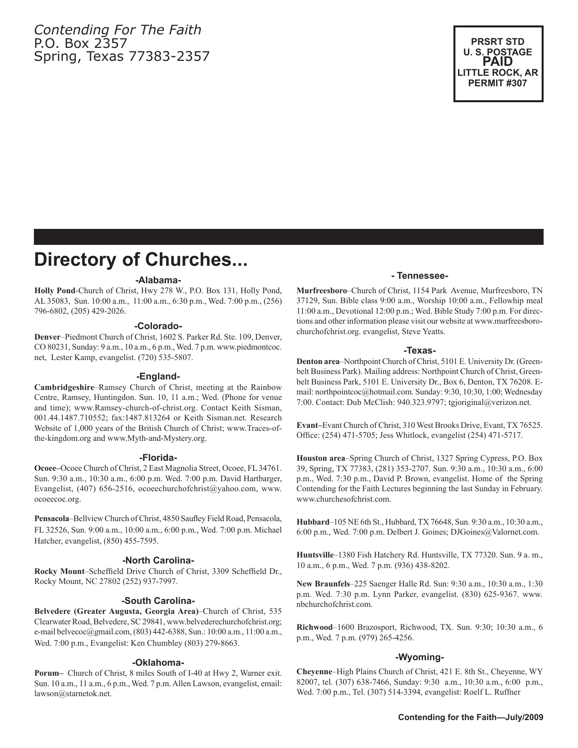*Contending For The Faith*
P.O. Box 2357
Spring, Texas 77383-2357

PRSRT STD
U. S. POSTAGE
**PAID**
LITTLE ROCK, AR
PERMIT #307

# Directory of Churches...

### -Alabama-

**Holly Pond**-Church of Christ, Hwy 278 W., P.O. Box 131, Holly Pond, AL 35083, Sun. 10:00 a.m., 11:00 a.m., 6:30 p.m., Wed. 7:00 p.m., (256) 796-6802, (205) 429-2026.

### -Colorado-

**Denver**–Piedmont Church of Christ, 1602 S. Parker Rd. Ste. 109, Denver, CO 80231, Sunday: 9 a.m., 10 a.m., 6 p.m., Wed. 7 p.m. www.piedmontcoc.net, Lester Kamp, evangelist. (720) 535-5807.

### -England-

**Cambridgeshire**–Ramsey Church of Christ, meeting at the Rainbow Centre, Ramsey, Huntingdon. Sun. 10, 11 a.m.; Wed. (Phone for venue and time); www.Ramsey-church-of-christ.org. Contact Keith Sisman, 001.44.1487.710552; fax:1487.813264 or Keith Sisman.net. Research Website of 1,000 years of the British Church of Christ; www.Traces-of-the-kingdom.org and www.Myth-and-Mystery.org.

### -Florida-

**Ocoee–**Ocoee Church of Christ, 2 East Magnolia Street, Ocoee, FL 34761. Sun. 9:30 a.m., 10:30 a.m., 6:00 p.m. Wed. 7:00 p.m. David Hartbarger, Evangelist, (407) 656-2516, ocoeechurchofchrist@yahoo.com, www.ocoeecoc.org.

**Pensacola**–Bellview Church of Christ, 4850 Saufley Field Road, Pensacola, FL 32526, Sun. 9:00 a.m., 10:00 a.m., 6:00 p.m., Wed. 7:00 p.m. Michael Hatcher, evangelist, (850) 455-7595.

### -North Carolina-

**Rocky Mount**–Scheffield Drive Church of Christ, 3309 Scheffield Dr., Rocky Mount, NC 27802 (252) 937-7997.

### -South Carolina-

**Belvedere (Greater Augusta, Georgia Area)**–Church of Christ, 535 Clearwater Road, Belvedere, SC 29841, www.belvederechurchofchrist.org; e-mail belvecoc@gmail.com, (803) 442-6388, Sun.: 10:00 a.m., 11:00 a.m., Wed. 7:00 p.m., Evangelist: Ken Chumbley (803) 279-8663.

### -Oklahoma-

**Porum–** Church of Christ, 8 miles South of I-40 at Hwy 2, Warner exit. Sun. 10 a.m., 11 a.m., 6 p.m., Wed. 7 p.m. Allen Lawson, evangelist, email: lawson@starnetok.net.

### - Tennessee-

**Murfreesboro**–Church of Christ, 1154 Park Avenue, Murfreesboro, TN 37129, Sun. Bible class 9:00 a.m., Worship 10:00 a.m., Fellowhip meal 11:00 a.m., Devotional 12:00 p.m.; Wed. Bible Study 7:00 p.m. For directions and other information please visit our website at www.murfreesborochurchofchrist.org. evangelist, Steve Yeatts.

### -Texas-

**Denton area**–Northpoint Church of Christ, 5101 E. University Dr. (Greenbelt Business Park). Mailing address: Northpoint Church of Christ, Greenbelt Business Park, 5101 E. University Dr., Box 6, Denton, TX 76208. E-mail: northpointcoc@hotmail.com. Sunday: 9:30, 10:30, 1:00; Wednesday 7:00. Contact: Dub McClish: 940.323.9797; tgjoriginal@verizon.net.

**Evant–**Evant Church of Christ, 310 West Brooks Drive, Evant, TX 76525. Office: (254) 471-5705; Jess Whitlock, evangelist (254) 471-5717.

**Houston area**–Spring Church of Christ, 1327 Spring Cypress, P.O. Box 39, Spring, TX 77383, (281) 353-2707. Sun. 9:30 a.m., 10:30 a.m., 6:00 p.m., Wed. 7:30 p.m., David P. Brown, evangelist. Home of the Spring Contending for the Faith Lectures beginning the last Sunday in February. www.churchesofchrist.com.

**Hubbard**–105 NE 6th St., Hubbard, TX 76648, Sun. 9:30 a.m., 10:30 a.m., 6:00 p.m., Wed. 7:00 p.m. Delbert J. Goines; DJGoines@Valornet.com.

**Huntsville**–1380 Fish Hatchery Rd. Huntsville, TX 77320. Sun. 9 a. m., 10 a.m., 6 p.m., Wed. 7 p.m. (936) 438-8202.

**New Braunfels**–225 Saenger Halle Rd. Sun: 9:30 a.m., 10:30 a.m., 1:30 p.m. Wed. 7:30 p.m. Lynn Parker, evangelist. (830) 625-9367. www.nbchurchofchrist.com.

**Richwood**–1600 Brazosport, Richwood, TX. Sun. 9:30; 10:30 a.m., 6 p.m., Wed. 7 p.m. (979) 265-4256.

### -Wyoming-

**Cheyenne**–High Plains Church of Christ, 421 E. 8th St., Cheyenne, WY 82007, tel. (307) 638-7466, Sunday: 9:30 a.m., 10:30 a.m., 6:00 p.m., Wed. 7:00 p.m., Tel. (307) 514-3394, evangelist: Roelf L. Ruffner